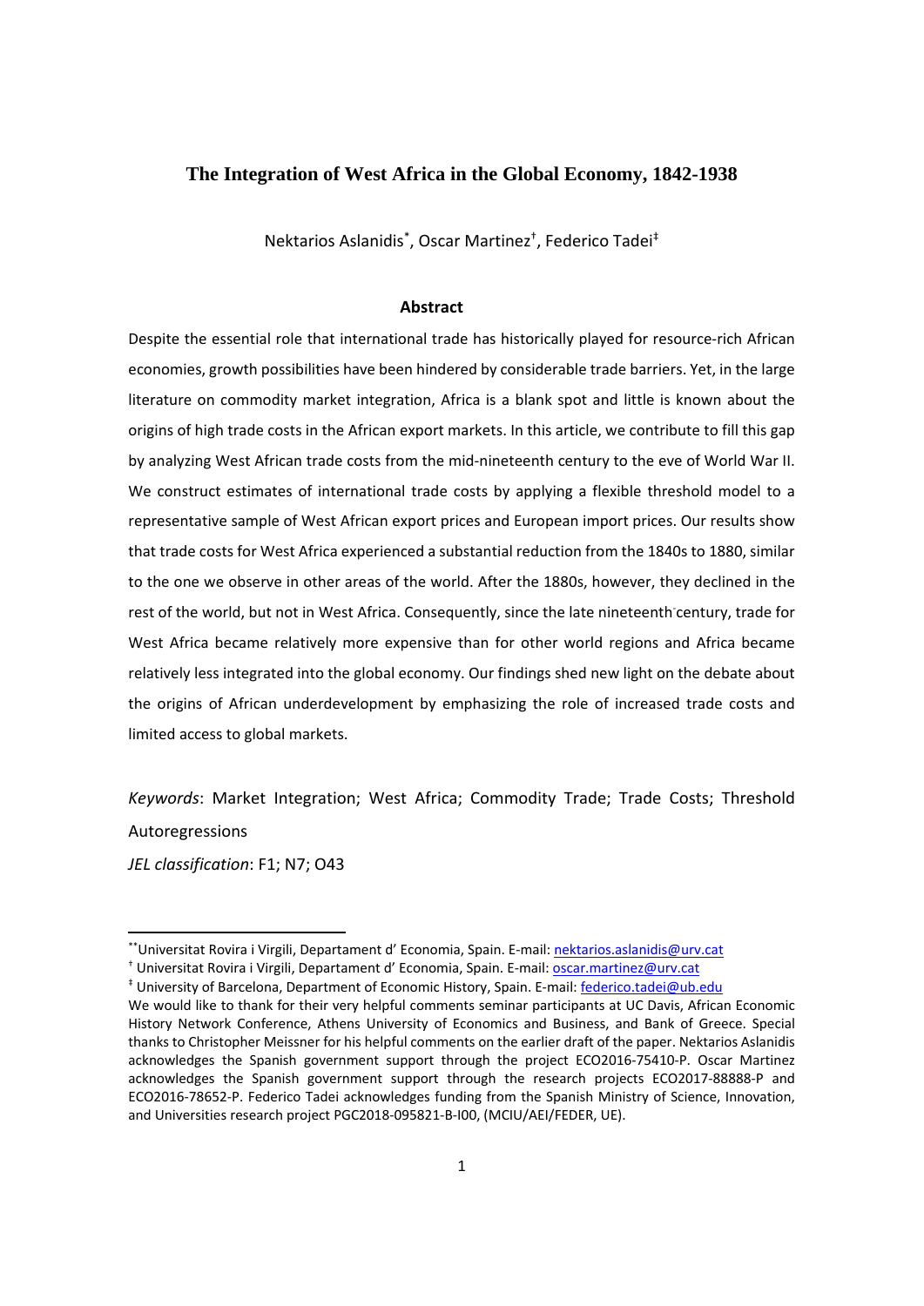# The Integration of West Africa in the Global Economy, 1842-1938

Nektarios Aslanidis[*], Oscar Martinez[†], Federico Tadei[‡]

## Abstract

Despite the essential role that international trade has historically played for resource-rich African economies, growth possibilities have been hindered by considerable trade barriers. Yet, in the large literature on commodity market integration, Africa is a blank spot and little is known about the origins of high trade costs in the African export markets. In this article, we contribute to fill this gap by analyzing West African trade costs from the mid-nineteenth century to the eve of World War II. We construct estimates of international trade costs by applying a flexible threshold model to a representative sample of West African export prices and European import prices. Our results show that trade costs for West Africa experienced a substantial reduction from the 1840s to 1880, similar to the one we observe in other areas of the world. After the 1880s, however, they declined in the rest of the world, but not in West Africa. Consequently, since the late nineteenth century, trade for West Africa became relatively more expensive than for other world regions and Africa became relatively less integrated into the global economy. Our findings shed new light on the debate about the origins of African underdevelopment by emphasizing the role of increased trade costs and limited access to global markets.

*Keywords*: Market Integration; West Africa; Commodity Trade; Trade Costs; Threshold Autoregressions

*JEL classification*: F1; N7; O43

---

[**] Universitat Rovira i Virgili, Departament d' Economia, Spain. E-mail: nektarios.aslanidis@urv.cat

[†] Universitat Rovira i Virgili, Departament d' Economia, Spain. E-mail: oscar.martinez@urv.cat

[‡] University of Barcelona, Department of Economic History, Spain. E-mail: federico.tadei@ub.edu

We would like to thank for their very helpful comments seminar participants at UC Davis, African Economic History Network Conference, Athens University of Economics and Business, and Bank of Greece. Special thanks to Christopher Meissner for his helpful comments on the earlier draft of the paper. Nektarios Aslanidis acknowledges the Spanish government support through the project ECO2016-75410-P. Oscar Martinez acknowledges the Spanish government support through the research projects ECO2017-88888-P and ECO2016-78652-P. Federico Tadei acknowledges funding from the Spanish Ministry of Science, Innovation, and Universities research project PGC2018-095821-B-I00, (MCIU/AEI/FEDER, UE).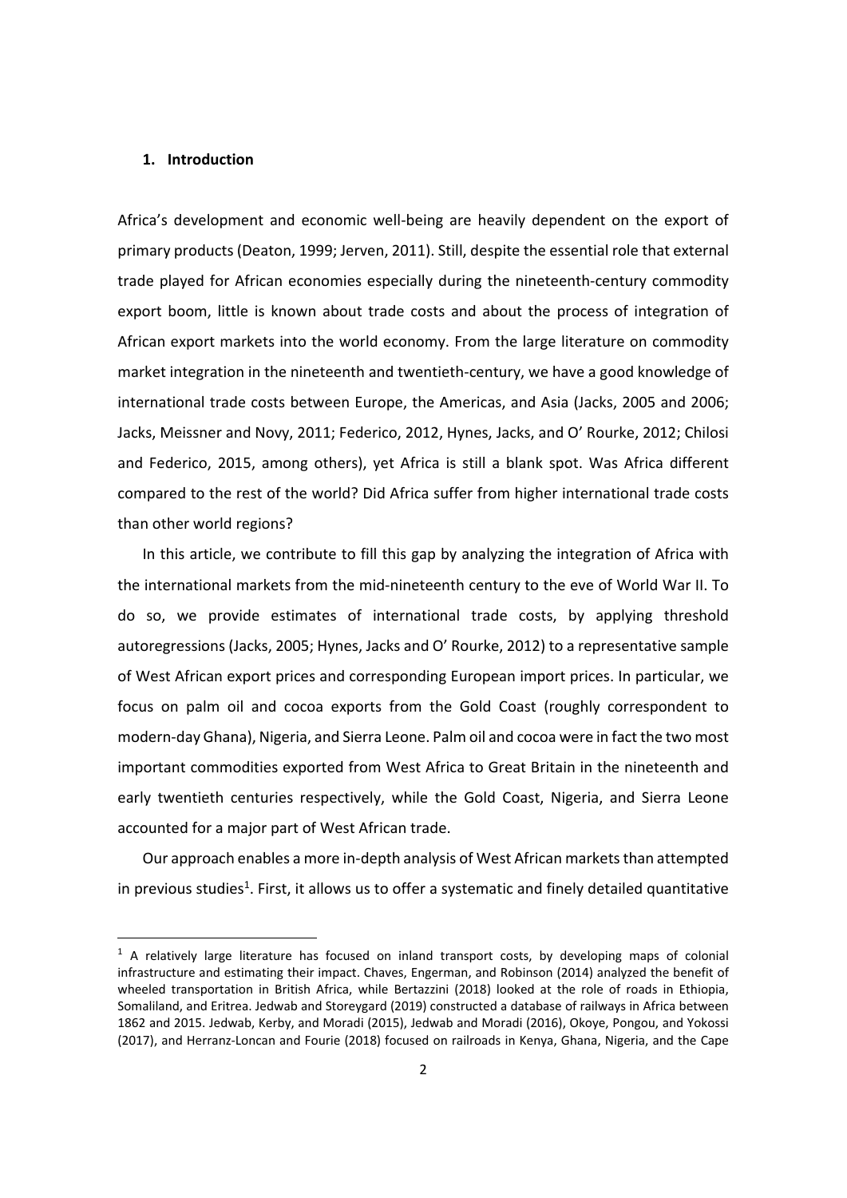## 1. Introduction

Africa's development and economic well-being are heavily dependent on the export of primary products (Deaton, 1999; Jerven, 2011). Still, despite the essential role that external trade played for African economies especially during the nineteenth-century commodity export boom, little is known about trade costs and about the process of integration of African export markets into the world economy. From the large literature on commodity market integration in the nineteenth and twentieth-century, we have a good knowledge of international trade costs between Europe, the Americas, and Asia (Jacks, 2005 and 2006; Jacks, Meissner and Novy, 2011; Federico, 2012, Hynes, Jacks, and O' Rourke, 2012; Chilosi and Federico, 2015, among others), yet Africa is still a blank spot. Was Africa different compared to the rest of the world? Did Africa suffer from higher international trade costs than other world regions?

In this article, we contribute to fill this gap by analyzing the integration of Africa with the international markets from the mid-nineteenth century to the eve of World War II. To do so, we provide estimates of international trade costs, by applying threshold autoregressions (Jacks, 2005; Hynes, Jacks and O' Rourke, 2012) to a representative sample of West African export prices and corresponding European import prices. In particular, we focus on palm oil and cocoa exports from the Gold Coast (roughly correspondent to modern-day Ghana), Nigeria, and Sierra Leone. Palm oil and cocoa were in fact the two most important commodities exported from West Africa to Great Britain in the nineteenth and early twentieth centuries respectively, while the Gold Coast, Nigeria, and Sierra Leone accounted for a major part of West African trade.

Our approach enables a more in-depth analysis of West African markets than attempted in previous studies[1]. First, it allows us to offer a systematic and finely detailed quantitative

[1] A relatively large literature has focused on inland transport costs, by developing maps of colonial infrastructure and estimating their impact. Chaves, Engerman, and Robinson (2014) analyzed the benefit of wheeled transportation in British Africa, while Bertazzini (2018) looked at the role of roads in Ethiopia, Somaliland, and Eritrea. Jedwab and Storeygard (2019) constructed a database of railways in Africa between 1862 and 2015. Jedwab, Kerby, and Moradi (2015), Jedwab and Moradi (2016), Okoye, Pongou, and Yokossi (2017), and Herranz-Loncan and Fourie (2018) focused on railroads in Kenya, Ghana, Nigeria, and the Cape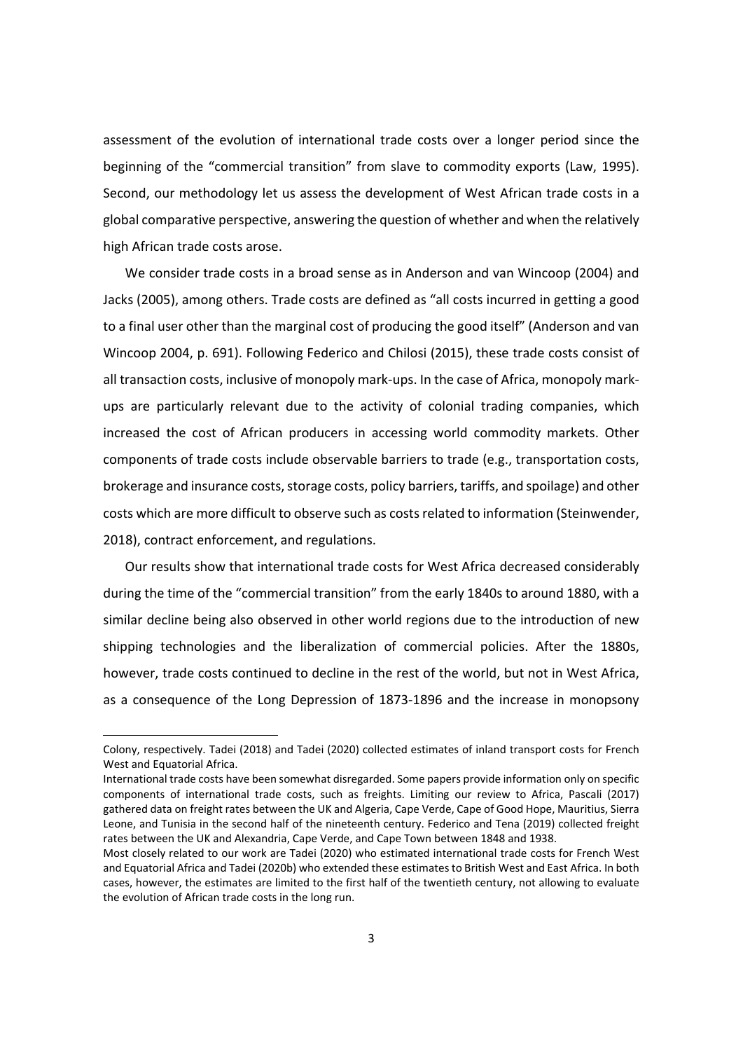assessment of the evolution of international trade costs over a longer period since the beginning of the "commercial transition" from slave to commodity exports (Law, 1995). Second, our methodology let us assess the development of West African trade costs in a global comparative perspective, answering the question of whether and when the relatively high African trade costs arose.

We consider trade costs in a broad sense as in Anderson and van Wincoop (2004) and Jacks (2005), among others. Trade costs are defined as "all costs incurred in getting a good to a final user other than the marginal cost of producing the good itself" (Anderson and van Wincoop 2004, p. 691). Following Federico and Chilosi (2015), these trade costs consist of all transaction costs, inclusive of monopoly mark-ups. In the case of Africa, monopoly mark-ups are particularly relevant due to the activity of colonial trading companies, which increased the cost of African producers in accessing world commodity markets. Other components of trade costs include observable barriers to trade (e.g., transportation costs, brokerage and insurance costs, storage costs, policy barriers, tariffs, and spoilage) and other costs which are more difficult to observe such as costs related to information (Steinwender, 2018), contract enforcement, and regulations.

Our results show that international trade costs for West Africa decreased considerably during the time of the "commercial transition" from the early 1840s to around 1880, with a similar decline being also observed in other world regions due to the introduction of new shipping technologies and the liberalization of commercial policies. After the 1880s, however, trade costs continued to decline in the rest of the world, but not in West Africa, as a consequence of the Long Depression of 1873-1896 and the increase in monopsony

---

Colony, respectively. Tadei (2018) and Tadei (2020) collected estimates of inland transport costs for French West and Equatorial Africa.

International trade costs have been somewhat disregarded. Some papers provide information only on specific components of international trade costs, such as freights. Limiting our review to Africa, Pascali (2017) gathered data on freight rates between the UK and Algeria, Cape Verde, Cape of Good Hope, Mauritius, Sierra Leone, and Tunisia in the second half of the nineteenth century. Federico and Tena (2019) collected freight rates between the UK and Alexandria, Cape Verde, and Cape Town between 1848 and 1938.

Most closely related to our work are Tadei (2020) who estimated international trade costs for French West and Equatorial Africa and Tadei (2020b) who extended these estimates to British West and East Africa. In both cases, however, the estimates are limited to the first half of the twentieth century, not allowing to evaluate the evolution of African trade costs in the long run.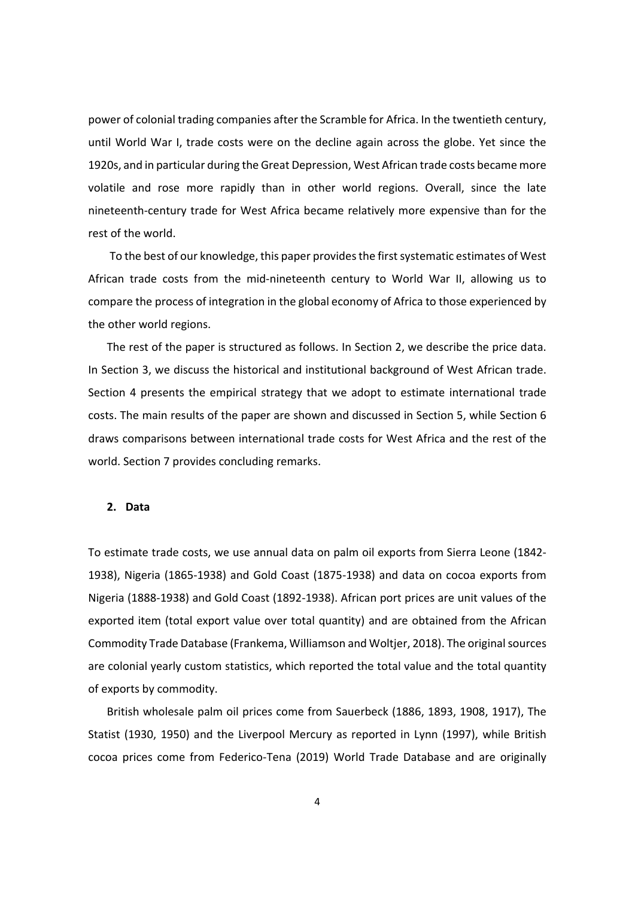power of colonial trading companies after the Scramble for Africa. In the twentieth century, until World War I, trade costs were on the decline again across the globe. Yet since the 1920s, and in particular during the Great Depression, West African trade costs became more volatile and rose more rapidly than in other world regions. Overall, since the late nineteenth-century trade for West Africa became relatively more expensive than for the rest of the world.

To the best of our knowledge, this paper provides the first systematic estimates of West African trade costs from the mid-nineteenth century to World War II, allowing us to compare the process of integration in the global economy of Africa to those experienced by the other world regions.

The rest of the paper is structured as follows. In Section 2, we describe the price data. In Section 3, we discuss the historical and institutional background of West African trade. Section 4 presents the empirical strategy that we adopt to estimate international trade costs. The main results of the paper are shown and discussed in Section 5, while Section 6 draws comparisons between international trade costs for West Africa and the rest of the world. Section 7 provides concluding remarks.

## 2. Data

To estimate trade costs, we use annual data on palm oil exports from Sierra Leone (1842-1938), Nigeria (1865-1938) and Gold Coast (1875-1938) and data on cocoa exports from Nigeria (1888-1938) and Gold Coast (1892-1938). African port prices are unit values of the exported item (total export value over total quantity) and are obtained from the African Commodity Trade Database (Frankema, Williamson and Woltjer, 2018). The original sources are colonial yearly custom statistics, which reported the total value and the total quantity of exports by commodity.

British wholesale palm oil prices come from Sauerbeck (1886, 1893, 1908, 1917), The Statist (1930, 1950) and the Liverpool Mercury as reported in Lynn (1997), while British cocoa prices come from Federico-Tena (2019) World Trade Database and are originally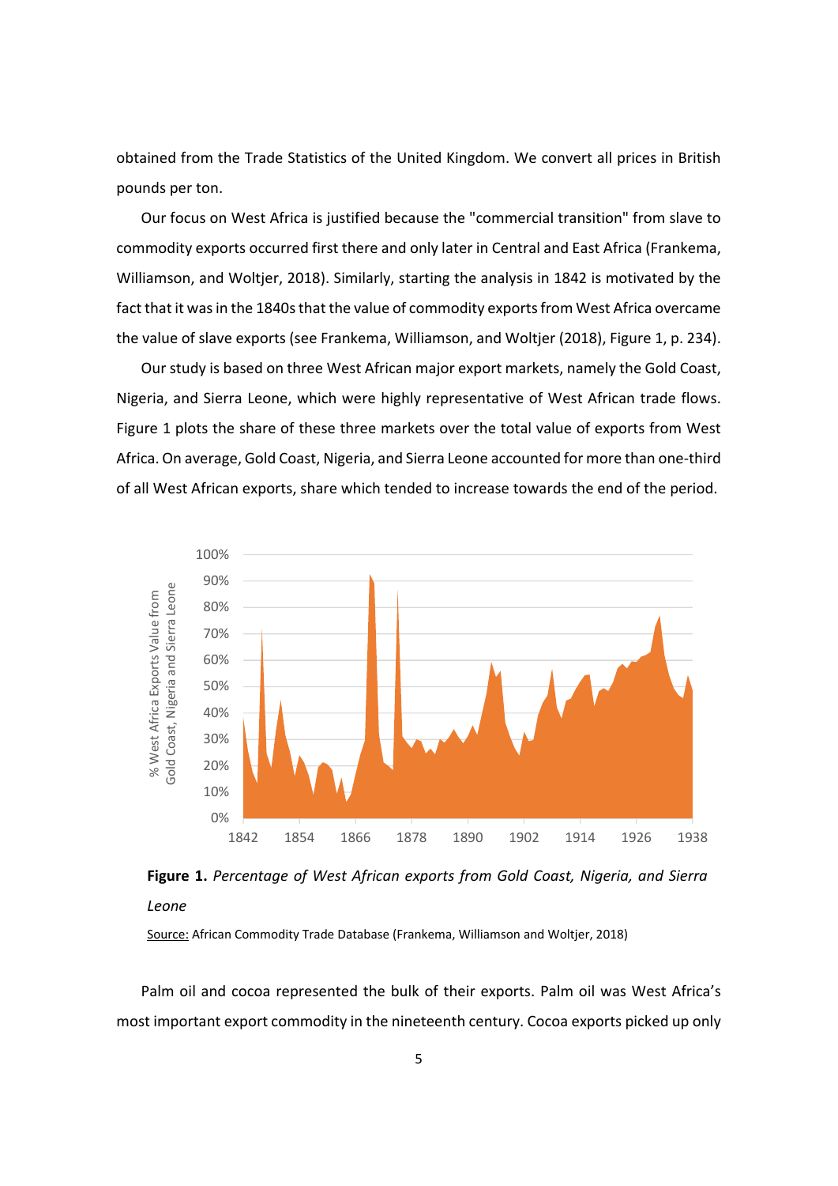obtained from the Trade Statistics of the United Kingdom. We convert all prices in British pounds per ton.

Our focus on West Africa is justified because the "commercial transition" from slave to commodity exports occurred first there and only later in Central and East Africa (Frankema, Williamson, and Woltjer, 2018). Similarly, starting the analysis in 1842 is motivated by the fact that it was in the 1840s that the value of commodity exports from West Africa overcame the value of slave exports (see Frankema, Williamson, and Woltjer (2018), Figure 1, p. 234).

Our study is based on three West African major export markets, namely the Gold Coast, Nigeria, and Sierra Leone, which were highly representative of West African trade flows. Figure 1 plots the share of these three markets over the total value of exports from West Africa. On average, Gold Coast, Nigeria, and Sierra Leone accounted for more than one-third of all West African exports, share which tended to increase towards the end of the period.

**Figure 1.** *Percentage of West African exports from Gold Coast, Nigeria, and Sierra Leone*

Source: African Commodity Trade Database (Frankema, Williamson and Woltjer, 2018)

Palm oil and cocoa represented the bulk of their exports. Palm oil was West Africa's most important export commodity in the nineteenth century. Cocoa exports picked up only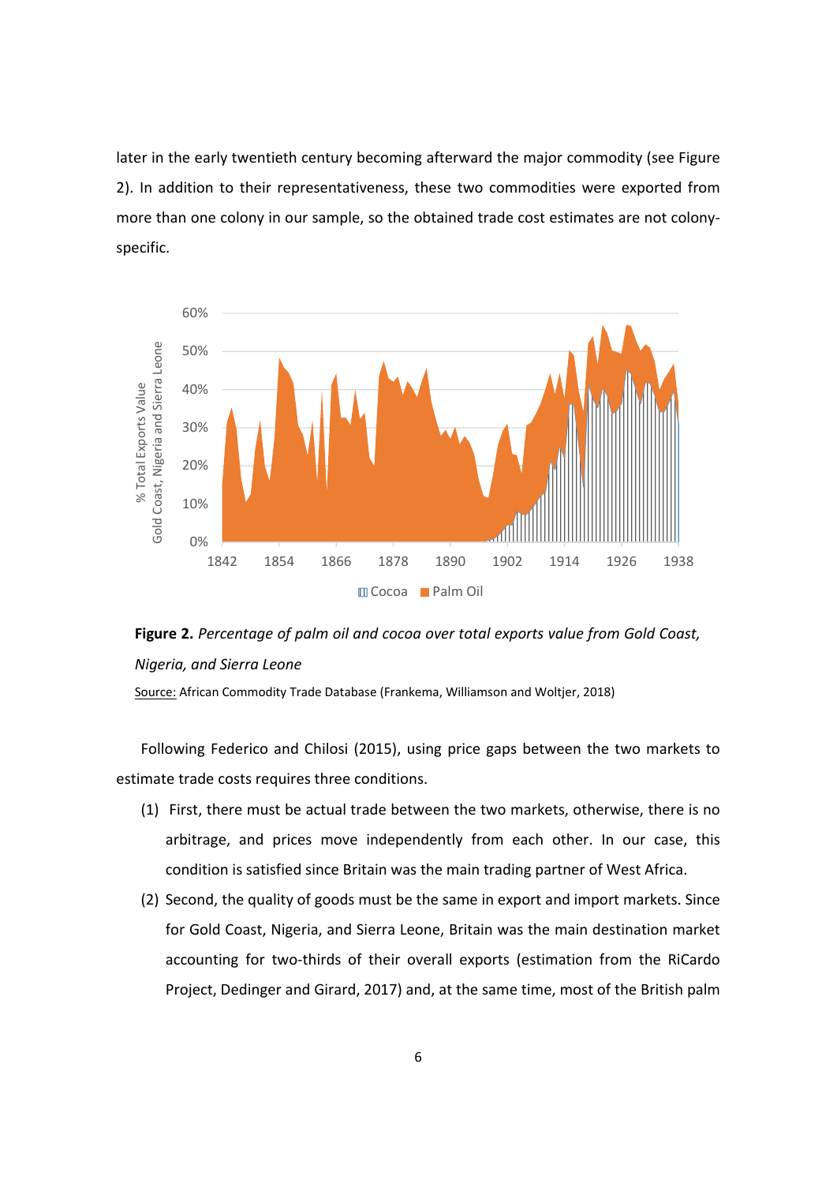later in the early twentieth century becoming afterward the major commodity (see Figure 2). In addition to their representativeness, these two commodities were exported from more than one colony in our sample, so the obtained trade cost estimates are not colony-specific.

**Figure 2.** *Percentage of palm oil and cocoa over total exports value from Gold Coast, Nigeria, and Sierra Leone*

Source: African Commodity Trade Database (Frankema, Williamson and Woltjer, 2018)

Following Federico and Chilosi (2015), using price gaps between the two markets to estimate trade costs requires three conditions.

(1) First, there must be actual trade between the two markets, otherwise, there is no arbitrage, and prices move independently from each other. In our case, this condition is satisfied since Britain was the main trading partner of West Africa.

(2) Second, the quality of goods must be the same in export and import markets. Since for Gold Coast, Nigeria, and Sierra Leone, Britain was the main destination market accounting for two-thirds of their overall exports (estimation from the RiCardo Project, Dedinger and Girard, 2017) and, at the same time, most of the British palm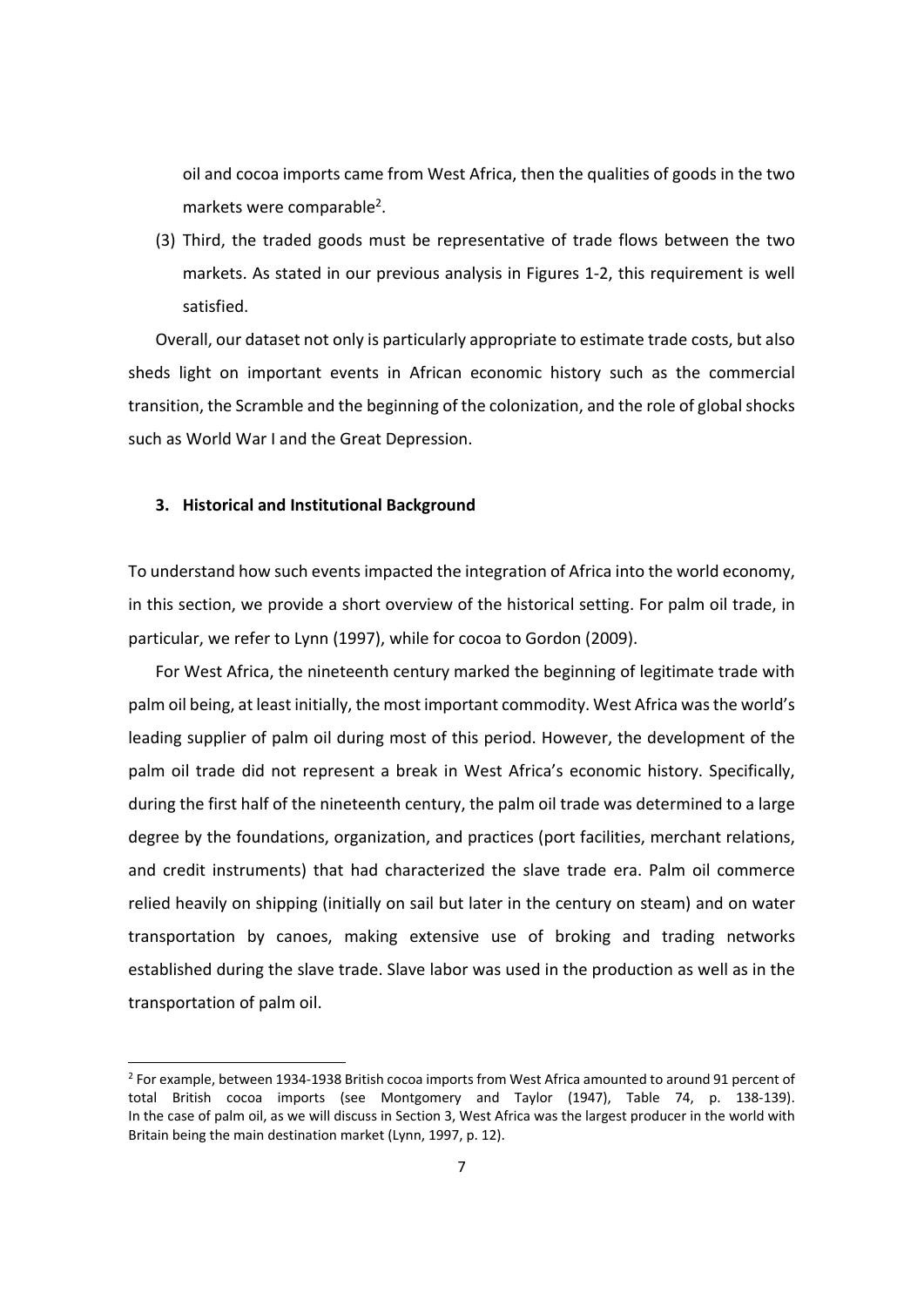oil and cocoa imports came from West Africa, then the qualities of goods in the two markets were comparable[2].

(3) Third, the traded goods must be representative of trade flows between the two markets. As stated in our previous analysis in Figures 1-2, this requirement is well satisfied.

Overall, our dataset not only is particularly appropriate to estimate trade costs, but also sheds light on important events in African economic history such as the commercial transition, the Scramble and the beginning of the colonization, and the role of global shocks such as World War I and the Great Depression.

## 3. Historical and Institutional Background

To understand how such events impacted the integration of Africa into the world economy, in this section, we provide a short overview of the historical setting. For palm oil trade, in particular, we refer to Lynn (1997), while for cocoa to Gordon (2009).

For West Africa, the nineteenth century marked the beginning of legitimate trade with palm oil being, at least initially, the most important commodity. West Africa was the world's leading supplier of palm oil during most of this period. However, the development of the palm oil trade did not represent a break in West Africa's economic history. Specifically, during the first half of the nineteenth century, the palm oil trade was determined to a large degree by the foundations, organization, and practices (port facilities, merchant relations, and credit instruments) that had characterized the slave trade era. Palm oil commerce relied heavily on shipping (initially on sail but later in the century on steam) and on water transportation by canoes, making extensive use of broking and trading networks established during the slave trade. Slave labor was used in the production as well as in the transportation of palm oil.

[2] For example, between 1934-1938 British cocoa imports from West Africa amounted to around 91 percent of total British cocoa imports (see Montgomery and Taylor (1947), Table 74, p. 138-139). In the case of palm oil, as we will discuss in Section 3, West Africa was the largest producer in the world with Britain being the main destination market (Lynn, 1997, p. 12).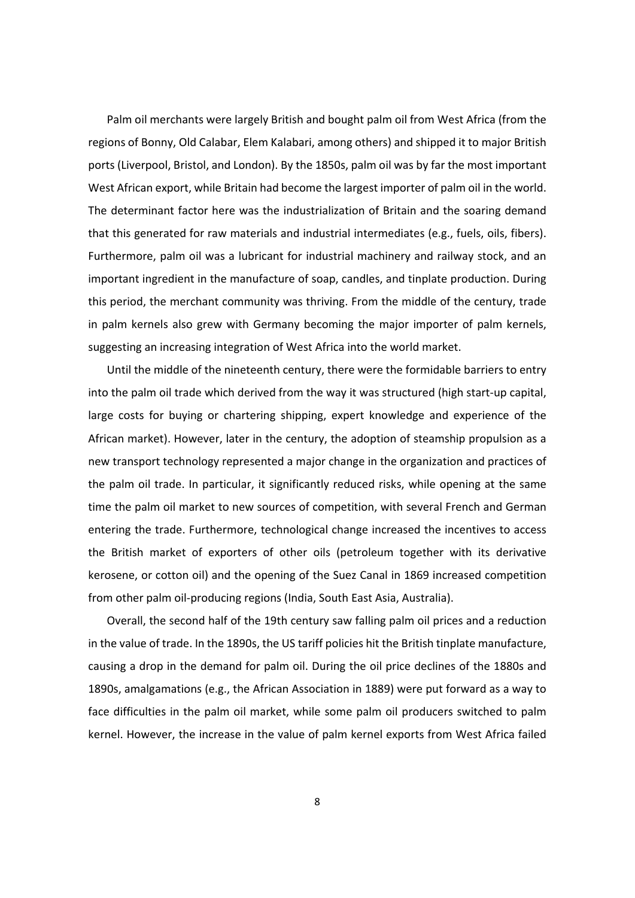Palm oil merchants were largely British and bought palm oil from West Africa (from the regions of Bonny, Old Calabar, Elem Kalabari, among others) and shipped it to major British ports (Liverpool, Bristol, and London). By the 1850s, palm oil was by far the most important West African export, while Britain had become the largest importer of palm oil in the world. The determinant factor here was the industrialization of Britain and the soaring demand that this generated for raw materials and industrial intermediates (e.g., fuels, oils, fibers). Furthermore, palm oil was a lubricant for industrial machinery and railway stock, and an important ingredient in the manufacture of soap, candles, and tinplate production. During this period, the merchant community was thriving. From the middle of the century, trade in palm kernels also grew with Germany becoming the major importer of palm kernels, suggesting an increasing integration of West Africa into the world market.

Until the middle of the nineteenth century, there were the formidable barriers to entry into the palm oil trade which derived from the way it was structured (high start-up capital, large costs for buying or chartering shipping, expert knowledge and experience of the African market). However, later in the century, the adoption of steamship propulsion as a new transport technology represented a major change in the organization and practices of the palm oil trade. In particular, it significantly reduced risks, while opening at the same time the palm oil market to new sources of competition, with several French and German entering the trade. Furthermore, technological change increased the incentives to access the British market of exporters of other oils (petroleum together with its derivative kerosene, or cotton oil) and the opening of the Suez Canal in 1869 increased competition from other palm oil-producing regions (India, South East Asia, Australia).

Overall, the second half of the 19th century saw falling palm oil prices and a reduction in the value of trade. In the 1890s, the US tariff policies hit the British tinplate manufacture, causing a drop in the demand for palm oil. During the oil price declines of the 1880s and 1890s, amalgamations (e.g., the African Association in 1889) were put forward as a way to face difficulties in the palm oil market, while some palm oil producers switched to palm kernel. However, the increase in the value of palm kernel exports from West Africa failed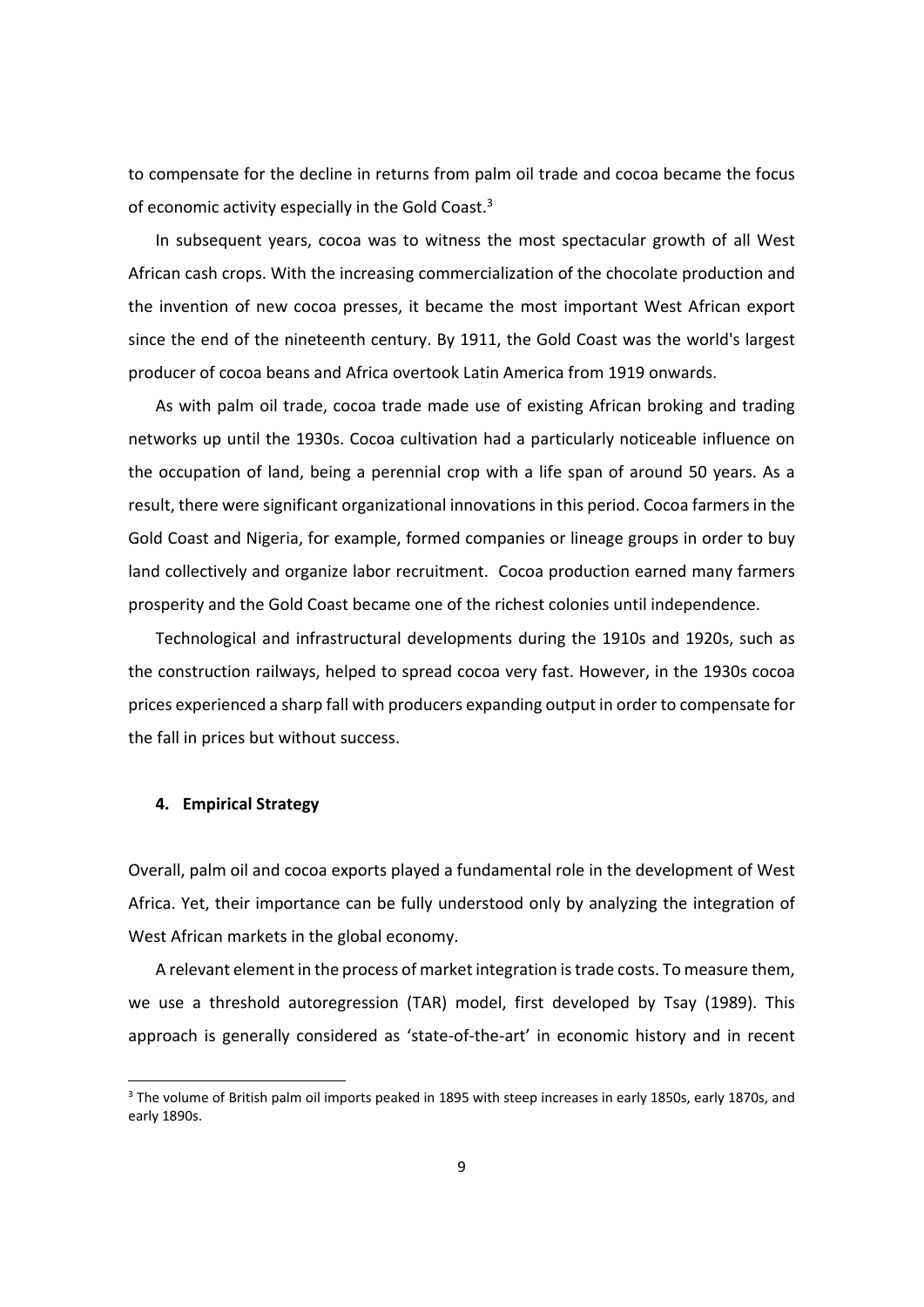to compensate for the decline in returns from palm oil trade and cocoa became the focus of economic activity especially in the Gold Coast.[3]

In subsequent years, cocoa was to witness the most spectacular growth of all West African cash crops. With the increasing commercialization of the chocolate production and the invention of new cocoa presses, it became the most important West African export since the end of the nineteenth century. By 1911, the Gold Coast was the world's largest producer of cocoa beans and Africa overtook Latin America from 1919 onwards.

As with palm oil trade, cocoa trade made use of existing African broking and trading networks up until the 1930s. Cocoa cultivation had a particularly noticeable influence on the occupation of land, being a perennial crop with a life span of around 50 years. As a result, there were significant organizational innovations in this period. Cocoa farmers in the Gold Coast and Nigeria, for example, formed companies or lineage groups in order to buy land collectively and organize labor recruitment. Cocoa production earned many farmers prosperity and the Gold Coast became one of the richest colonies until independence.

Technological and infrastructural developments during the 1910s and 1920s, such as the construction railways, helped to spread cocoa very fast. However, in the 1930s cocoa prices experienced a sharp fall with producers expanding output in order to compensate for the fall in prices but without success.

## 4. Empirical Strategy

Overall, palm oil and cocoa exports played a fundamental role in the development of West Africa. Yet, their importance can be fully understood only by analyzing the integration of West African markets in the global economy.

A relevant element in the process of market integration is trade costs. To measure them, we use a threshold autoregression (TAR) model, first developed by Tsay (1989). This approach is generally considered as 'state-of-the-art' in economic history and in recent

[3] The volume of British palm oil imports peaked in 1895 with steep increases in early 1850s, early 1870s, and early 1890s.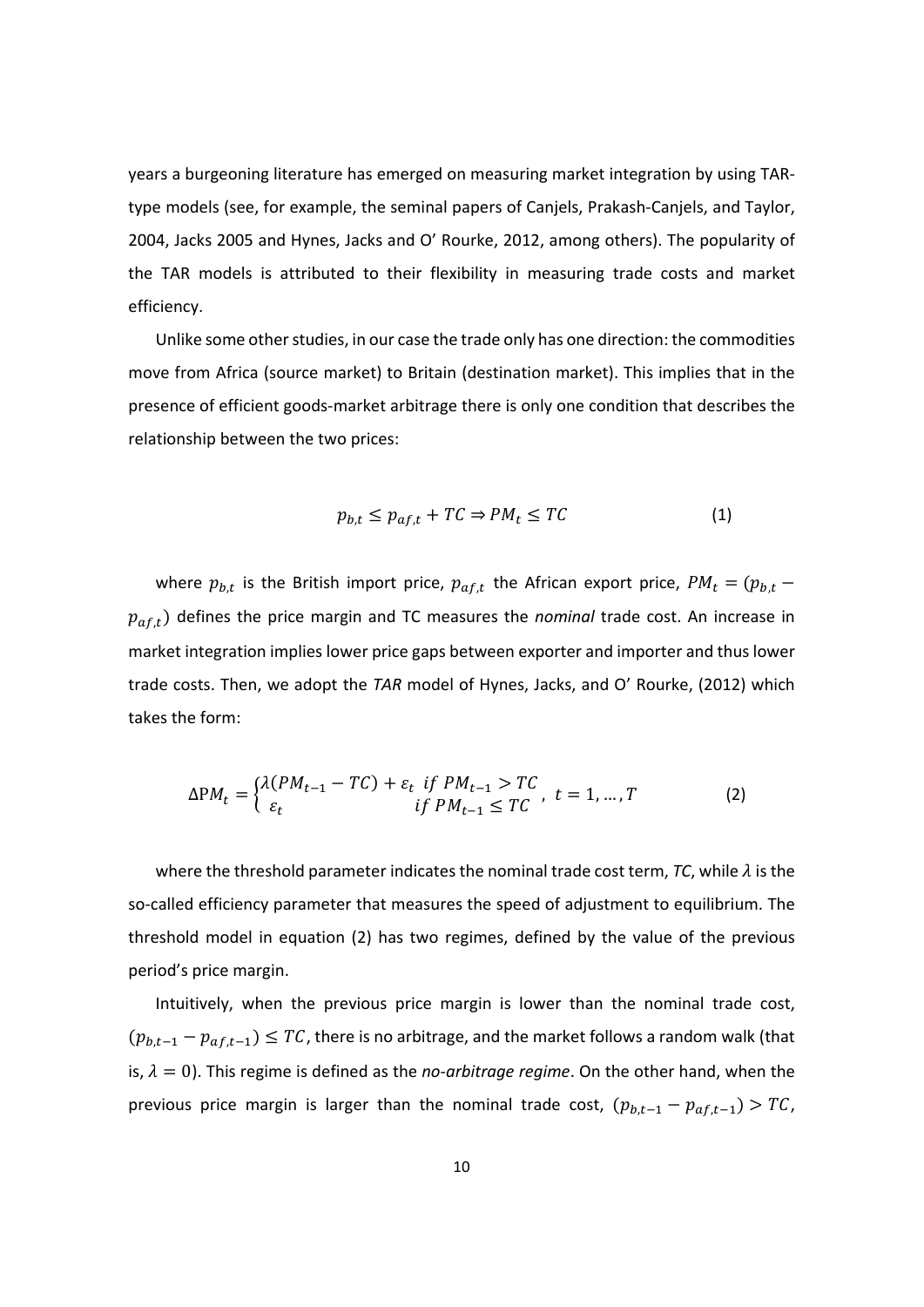years a burgeoning literature has emerged on measuring market integration by using TAR-type models (see, for example, the seminal papers of Canjels, Prakash-Canjels, and Taylor, 2004, Jacks 2005 and Hynes, Jacks and O' Rourke, 2012, among others). The popularity of the TAR models is attributed to their flexibility in measuring trade costs and market efficiency.

Unlike some other studies, in our case the trade only has one direction: the commodities move from Africa (source market) to Britain (destination market). This implies that in the presence of efficient goods-market arbitrage there is only one condition that describes the relationship between the two prices:

$$p_{b,t} \leq p_{af,t} + TC \Rightarrow PM_t \leq TC \qquad (1)$$

where $p_{b,t}$ is the British import price, $p_{af,t}$ the African export price, $PM_t = (p_{b,t} - p_{af,t})$ defines the price margin and TC measures the *nominal* trade cost. An increase in market integration implies lower price gaps between exporter and importer and thus lower trade costs. Then, we adopt the *TAR* model of Hynes, Jacks, and O' Rourke, (2012) which takes the form:

$$\Delta PM_t = \begin{cases} \lambda(PM_{t-1} - TC) + \varepsilon_t & if\ PM_{t-1} > TC \\ \varepsilon_t & if\ PM_{t-1} \leq TC \end{cases},\ t = 1, \ldots, T \qquad (2)$$

where the threshold parameter indicates the nominal trade cost term, *TC*, while $\lambda$ is the so-called efficiency parameter that measures the speed of adjustment to equilibrium. The threshold model in equation (2) has two regimes, defined by the value of the previous period's price margin.

Intuitively, when the previous price margin is lower than the nominal trade cost, $(p_{b,t-1} - p_{af,t-1}) \leq TC$, there is no arbitrage, and the market follows a random walk (that is, $\lambda = 0$). This regime is defined as the *no-arbitrage regime*. On the other hand, when the previous price margin is larger than the nominal trade cost, $(p_{b,t-1} - p_{af,t-1}) > TC$,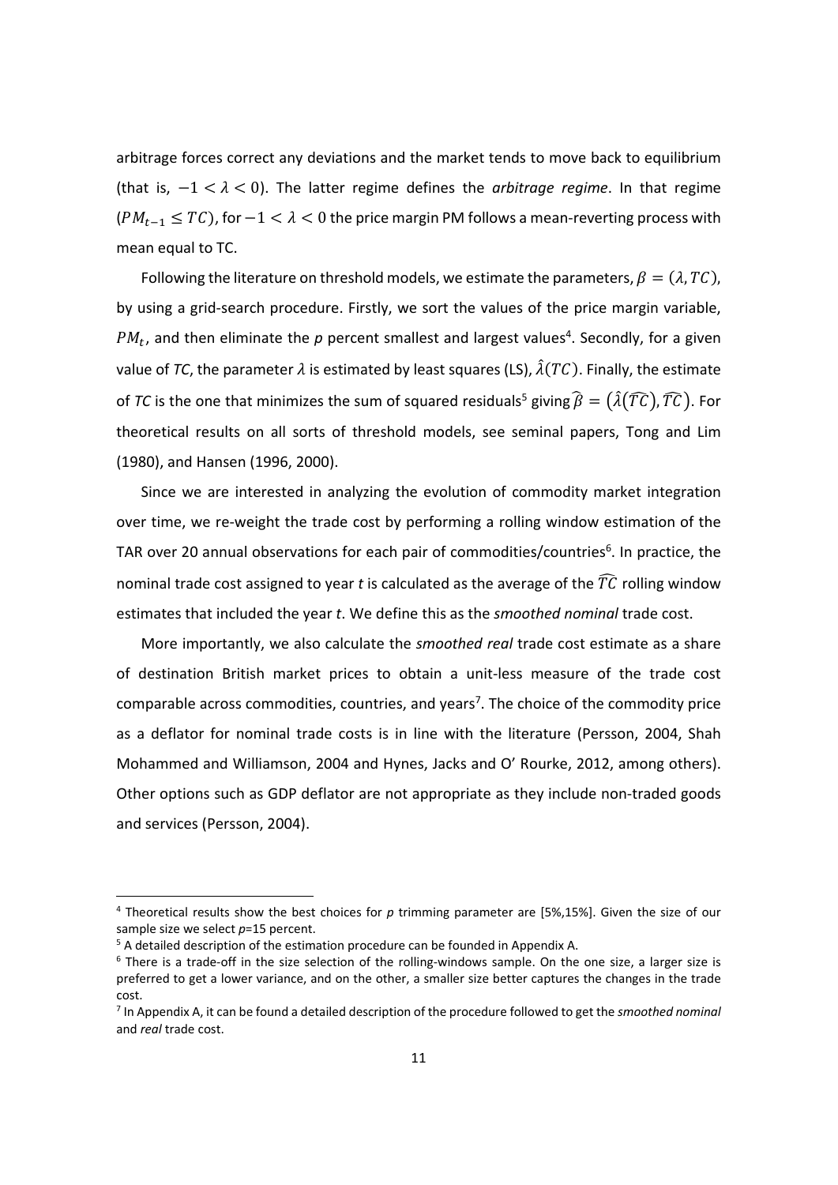arbitrage forces correct any deviations and the market tends to move back to equilibrium (that is, $-1 < \lambda < 0$). The latter regime defines the *arbitrage regime*. In that regime ($PM_{t-1} \leq TC$), for $-1 < \lambda < 0$ the price margin PM follows a mean-reverting process with mean equal to TC.

Following the literature on threshold models, we estimate the parameters, $\beta = (\lambda, TC)$, by using a grid-search procedure. Firstly, we sort the values of the price margin variable, $PM_t$, and then eliminate the *p* percent smallest and largest values[4]. Secondly, for a given value of *TC*, the parameter $\lambda$ is estimated by least squares (LS), $\hat{\lambda}(TC)$. Finally, the estimate of *TC* is the one that minimizes the sum of squared residuals[5] giving $\hat{\beta} = \left(\hat{\lambda}\left(\widehat{TC}\right), \widehat{TC}\right)$. For theoretical results on all sorts of threshold models, see seminal papers, Tong and Lim (1980), and Hansen (1996, 2000).

Since we are interested in analyzing the evolution of commodity market integration over time, we re-weight the trade cost by performing a rolling window estimation of the TAR over 20 annual observations for each pair of commodities/countries[6]. In practice, the nominal trade cost assigned to year *t* is calculated as the average of the $\widehat{TC}$ rolling window estimates that included the year *t*. We define this as the *smoothed nominal* trade cost.

More importantly, we also calculate the *smoothed real* trade cost estimate as a share of destination British market prices to obtain a unit-less measure of the trade cost comparable across commodities, countries, and years[7]. The choice of the commodity price as a deflator for nominal trade costs is in line with the literature (Persson, 2004, Shah Mohammed and Williamson, 2004 and Hynes, Jacks and O' Rourke, 2012, among others). Other options such as GDP deflator are not appropriate as they include non-traded goods and services (Persson, 2004).

---

[4] Theoretical results show the best choices for *p* trimming parameter are [5%,15%]. Given the size of our sample size we select *p*=15 percent.

[5] A detailed description of the estimation procedure can be founded in Appendix A.

[6] There is a trade-off in the size selection of the rolling-windows sample. On the one size, a larger size is preferred to get a lower variance, and on the other, a smaller size better captures the changes in the trade cost.

[7] In Appendix A, it can be found a detailed description of the procedure followed to get the *smoothed nominal* and *real* trade cost.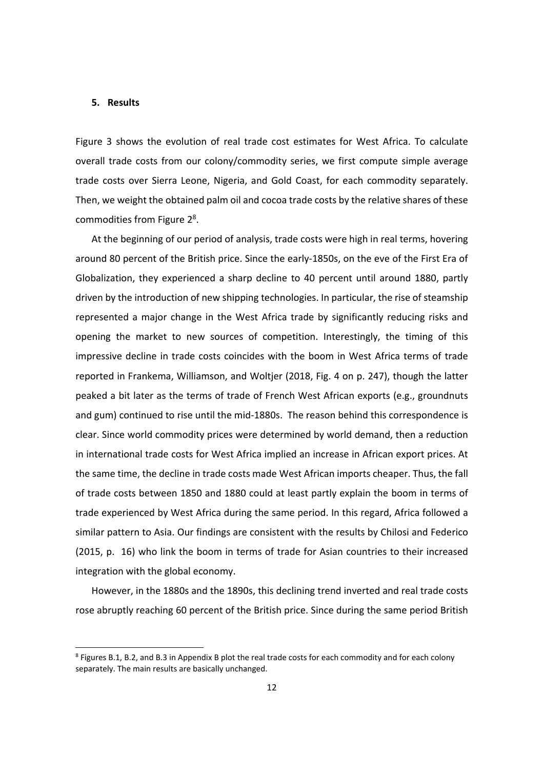## 5. Results

Figure 3 shows the evolution of real trade cost estimates for West Africa. To calculate overall trade costs from our colony/commodity series, we first compute simple average trade costs over Sierra Leone, Nigeria, and Gold Coast, for each commodity separately. Then, we weight the obtained palm oil and cocoa trade costs by the relative shares of these commodities from Figure 2[8].

At the beginning of our period of analysis, trade costs were high in real terms, hovering around 80 percent of the British price. Since the early-1850s, on the eve of the First Era of Globalization, they experienced a sharp decline to 40 percent until around 1880, partly driven by the introduction of new shipping technologies. In particular, the rise of steamship represented a major change in the West Africa trade by significantly reducing risks and opening the market to new sources of competition. Interestingly, the timing of this impressive decline in trade costs coincides with the boom in West Africa terms of trade reported in Frankema, Williamson, and Woltjer (2018, Fig. 4 on p. 247), though the latter peaked a bit later as the terms of trade of French West African exports (e.g., groundnuts and gum) continued to rise until the mid-1880s. The reason behind this correspondence is clear. Since world commodity prices were determined by world demand, then a reduction in international trade costs for West Africa implied an increase in African export prices. At the same time, the decline in trade costs made West African imports cheaper. Thus, the fall of trade costs between 1850 and 1880 could at least partly explain the boom in terms of trade experienced by West Africa during the same period. In this regard, Africa followed a similar pattern to Asia. Our findings are consistent with the results by Chilosi and Federico (2015, p. 16) who link the boom in terms of trade for Asian countries to their increased integration with the global economy.

However, in the 1880s and the 1890s, this declining trend inverted and real trade costs rose abruptly reaching 60 percent of the British price. Since during the same period British

[8] Figures B.1, B.2, and B.3 in Appendix B plot the real trade costs for each commodity and for each colony separately. The main results are basically unchanged.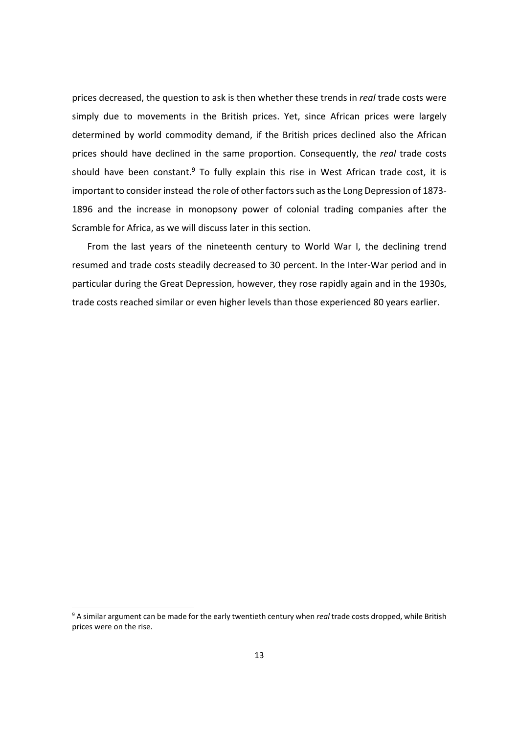prices decreased, the question to ask is then whether these trends in *real* trade costs were simply due to movements in the British prices. Yet, since African prices were largely determined by world commodity demand, if the British prices declined also the African prices should have declined in the same proportion. Consequently, the *real* trade costs should have been constant.[9] To fully explain this rise in West African trade cost, it is important to consider instead the role of other factors such as the Long Depression of 1873-1896 and the increase in monopsony power of colonial trading companies after the Scramble for Africa, as we will discuss later in this section.

From the last years of the nineteenth century to World War I, the declining trend resumed and trade costs steadily decreased to 30 percent. In the Inter-War period and in particular during the Great Depression, however, they rose rapidly again and in the 1930s, trade costs reached similar or even higher levels than those experienced 80 years earlier.

[9] A similar argument can be made for the early twentieth century when *real* trade costs dropped, while British prices were on the rise.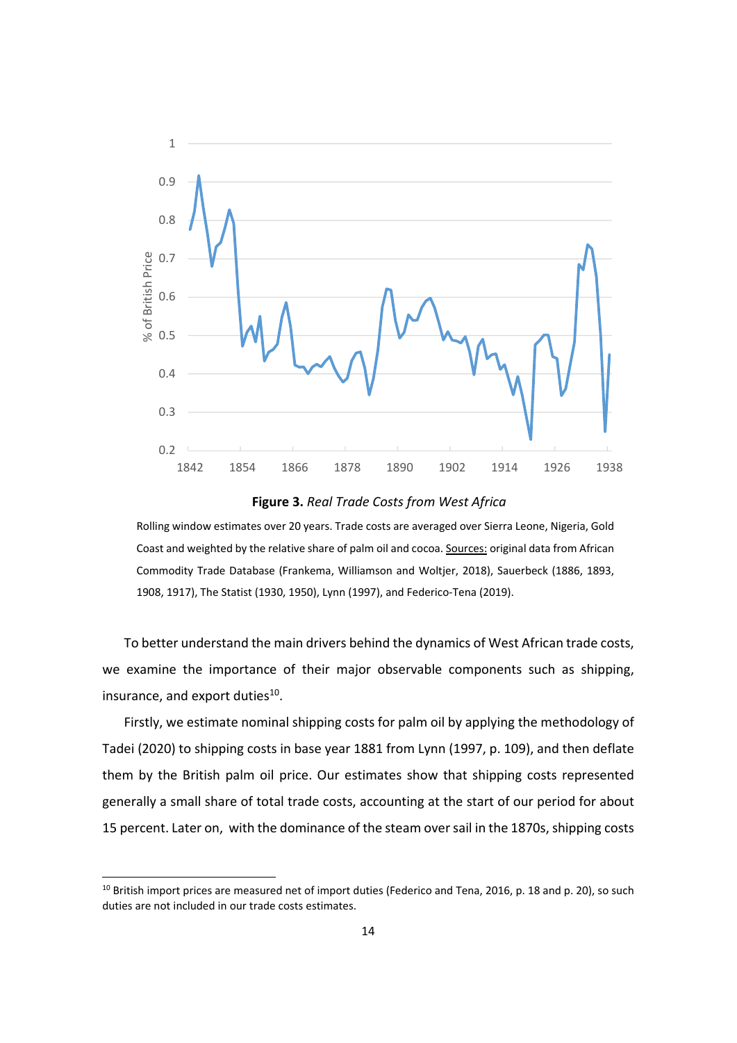**Figure 3.** *Real Trade Costs from West Africa*

Rolling window estimates over 20 years. Trade costs are averaged over Sierra Leone, Nigeria, Gold Coast and weighted by the relative share of palm oil and cocoa. Sources: original data from African Commodity Trade Database (Frankema, Williamson and Woltjer, 2018), Sauerbeck (1886, 1893, 1908, 1917), The Statist (1930, 1950), Lynn (1997), and Federico-Tena (2019).

To better understand the main drivers behind the dynamics of West African trade costs, we examine the importance of their major observable components such as shipping, insurance, and export duties[10].

Firstly, we estimate nominal shipping costs for palm oil by applying the methodology of Tadei (2020) to shipping costs in base year 1881 from Lynn (1997, p. 109), and then deflate them by the British palm oil price. Our estimates show that shipping costs represented generally a small share of total trade costs, accounting at the start of our period for about 15 percent. Later on, with the dominance of the steam over sail in the 1870s, shipping costs

[10] British import prices are measured net of import duties (Federico and Tena, 2016, p. 18 and p. 20), so such duties are not included in our trade costs estimates.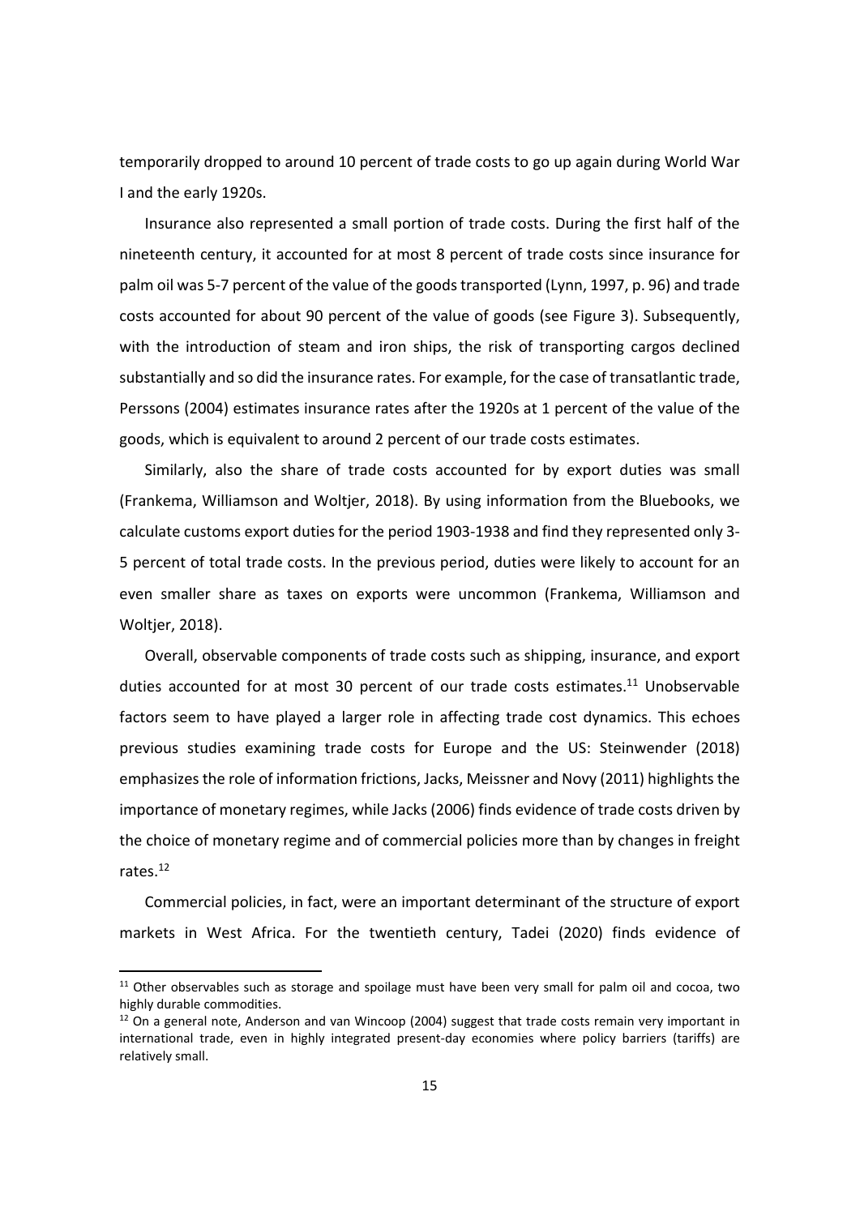temporarily dropped to around 10 percent of trade costs to go up again during World War I and the early 1920s.

Insurance also represented a small portion of trade costs. During the first half of the nineteenth century, it accounted for at most 8 percent of trade costs since insurance for palm oil was 5-7 percent of the value of the goods transported (Lynn, 1997, p. 96) and trade costs accounted for about 90 percent of the value of goods (see Figure 3). Subsequently, with the introduction of steam and iron ships, the risk of transporting cargos declined substantially and so did the insurance rates. For example, for the case of transatlantic trade, Perssons (2004) estimates insurance rates after the 1920s at 1 percent of the value of the goods, which is equivalent to around 2 percent of our trade costs estimates.

Similarly, also the share of trade costs accounted for by export duties was small (Frankema, Williamson and Woltjer, 2018). By using information from the Bluebooks, we calculate customs export duties for the period 1903-1938 and find they represented only 3-5 percent of total trade costs. In the previous period, duties were likely to account for an even smaller share as taxes on exports were uncommon (Frankema, Williamson and Woltjer, 2018).

Overall, observable components of trade costs such as shipping, insurance, and export duties accounted for at most 30 percent of our trade costs estimates.[11] Unobservable factors seem to have played a larger role in affecting trade cost dynamics. This echoes previous studies examining trade costs for Europe and the US: Steinwender (2018) emphasizes the role of information frictions, Jacks, Meissner and Novy (2011) highlights the importance of monetary regimes, while Jacks (2006) finds evidence of trade costs driven by the choice of monetary regime and of commercial policies more than by changes in freight rates.[12]

Commercial policies, in fact, were an important determinant of the structure of export markets in West Africa. For the twentieth century, Tadei (2020) finds evidence of

[11] Other observables such as storage and spoilage must have been very small for palm oil and cocoa, two highly durable commodities.

[12] On a general note, Anderson and van Wincoop (2004) suggest that trade costs remain very important in international trade, even in highly integrated present-day economies where policy barriers (tariffs) are relatively small.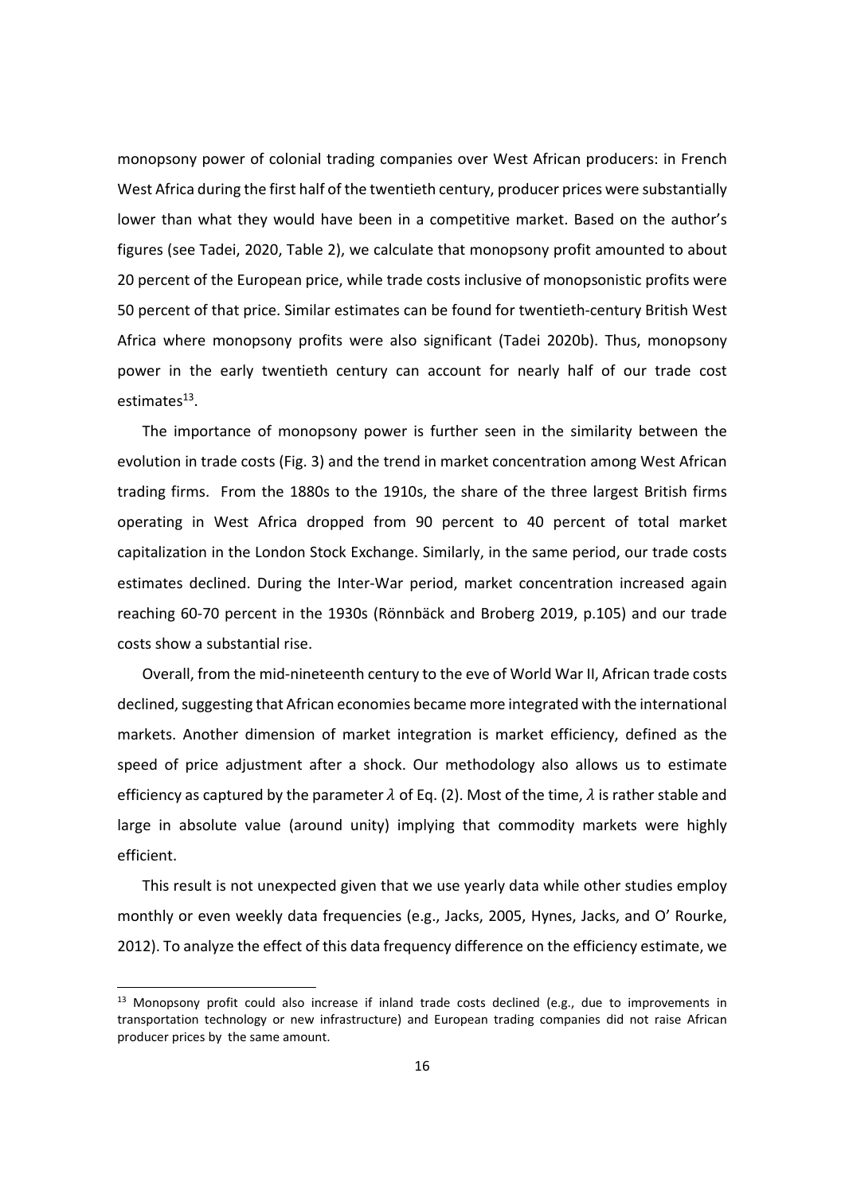monopsony power of colonial trading companies over West African producers: in French West Africa during the first half of the twentieth century, producer prices were substantially lower than what they would have been in a competitive market. Based on the author's figures (see Tadei, 2020, Table 2), we calculate that monopsony profit amounted to about 20 percent of the European price, while trade costs inclusive of monopsonistic profits were 50 percent of that price. Similar estimates can be found for twentieth-century British West Africa where monopsony profits were also significant (Tadei 2020b). Thus, monopsony power in the early twentieth century can account for nearly half of our trade cost estimates[13].

The importance of monopsony power is further seen in the similarity between the evolution in trade costs (Fig. 3) and the trend in market concentration among West African trading firms. From the 1880s to the 1910s, the share of the three largest British firms operating in West Africa dropped from 90 percent to 40 percent of total market capitalization in the London Stock Exchange. Similarly, in the same period, our trade costs estimates declined. During the Inter-War period, market concentration increased again reaching 60-70 percent in the 1930s (Rönnbäck and Broberg 2019, p.105) and our trade costs show a substantial rise.

Overall, from the mid-nineteenth century to the eve of World War II, African trade costs declined, suggesting that African economies became more integrated with the international markets. Another dimension of market integration is market efficiency, defined as the speed of price adjustment after a shock. Our methodology also allows us to estimate efficiency as captured by the parameter $\lambda$ of Eq. (2). Most of the time, $\lambda$ is rather stable and large in absolute value (around unity) implying that commodity markets were highly efficient.

This result is not unexpected given that we use yearly data while other studies employ monthly or even weekly data frequencies (e.g., Jacks, 2005, Hynes, Jacks, and O' Rourke, 2012). To analyze the effect of this data frequency difference on the efficiency estimate, we

[13] Monopsony profit could also increase if inland trade costs declined (e.g., due to improvements in transportation technology or new infrastructure) and European trading companies did not raise African producer prices by the same amount.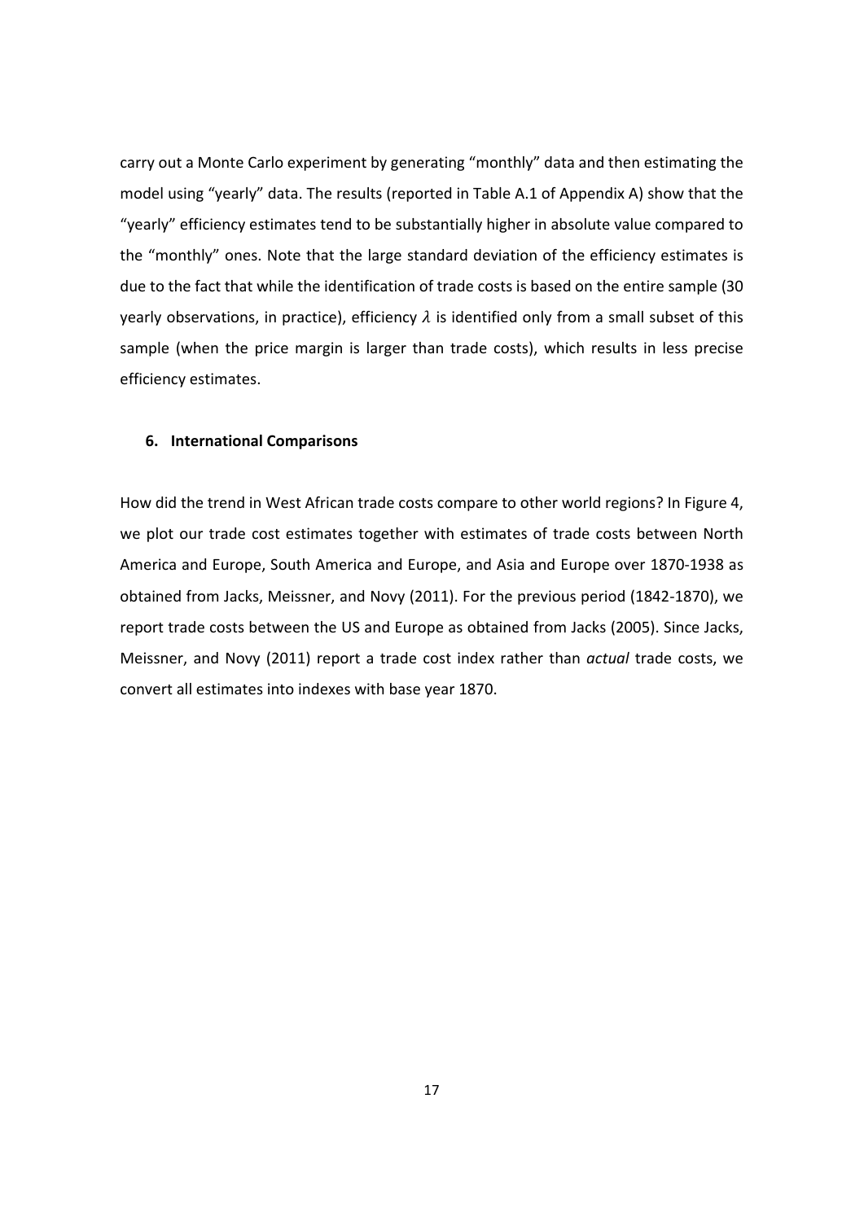carry out a Monte Carlo experiment by generating “monthly” data and then estimating the model using “yearly” data. The results (reported in Table A.1 of Appendix A) show that the “yearly” efficiency estimates tend to be substantially higher in absolute value compared to the “monthly” ones. Note that the large standard deviation of the efficiency estimates is due to the fact that while the identification of trade costs is based on the entire sample (30 yearly observations, in practice), efficiency $\lambda$ is identified only from a small subset of this sample (when the price margin is larger than trade costs), which results in less precise efficiency estimates.

## 6. International Comparisons

How did the trend in West African trade costs compare to other world regions? In Figure 4, we plot our trade cost estimates together with estimates of trade costs between North America and Europe, South America and Europe, and Asia and Europe over 1870-1938 as obtained from Jacks, Meissner, and Novy (2011). For the previous period (1842-1870), we report trade costs between the US and Europe as obtained from Jacks (2005). Since Jacks, Meissner, and Novy (2011) report a trade cost index rather than *actual* trade costs, we convert all estimates into indexes with base year 1870.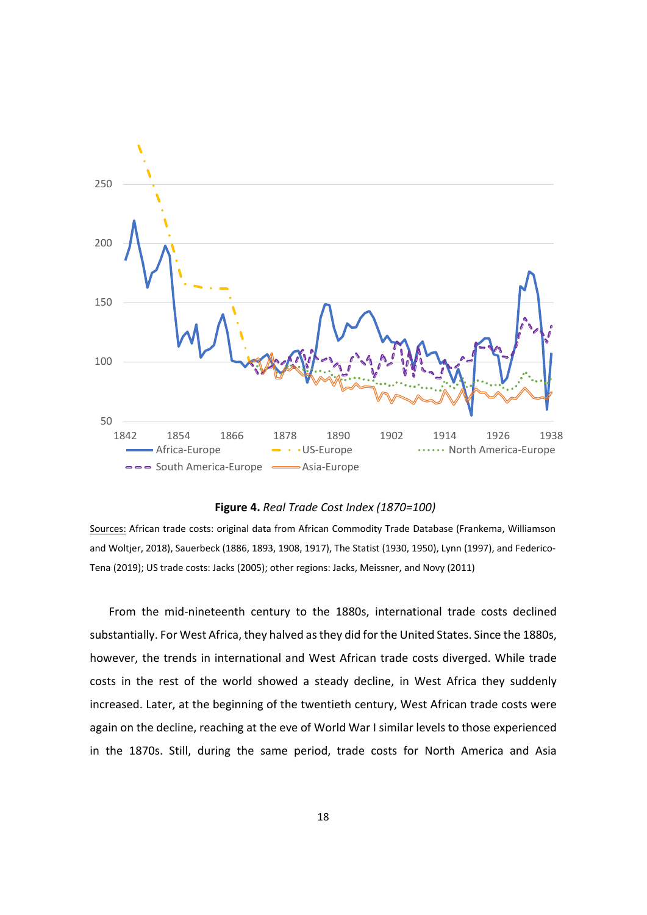**Figure 4.** *Real Trade Cost Index (1870=100)*

Sources: African trade costs: original data from African Commodity Trade Database (Frankema, Williamson and Woltjer, 2018), Sauerbeck (1886, 1893, 1908, 1917), The Statist (1930, 1950), Lynn (1997), and Federico-Tena (2019); US trade costs: Jacks (2005); other regions: Jacks, Meissner, and Novy (2011)

From the mid-nineteenth century to the 1880s, international trade costs declined substantially. For West Africa, they halved as they did for the United States. Since the 1880s, however, the trends in international and West African trade costs diverged. While trade costs in the rest of the world showed a steady decline, in West Africa they suddenly increased. Later, at the beginning of the twentieth century, West African trade costs were again on the decline, reaching at the eve of World War I similar levels to those experienced in the 1870s. Still, during the same period, trade costs for North America and Asia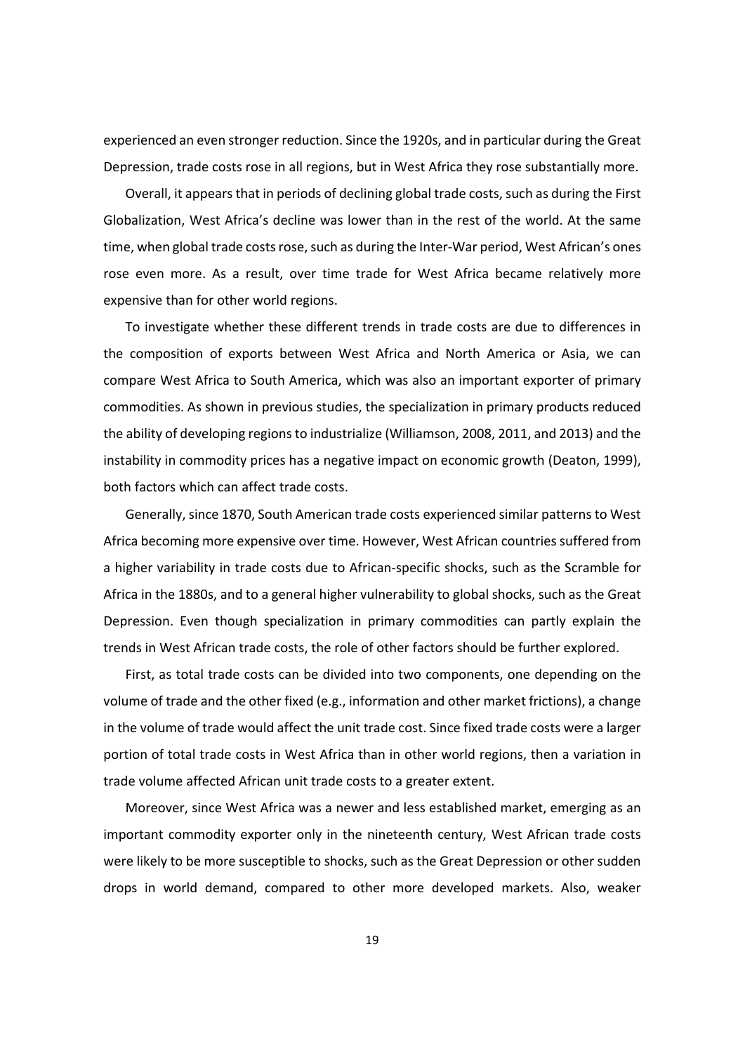experienced an even stronger reduction. Since the 1920s, and in particular during the Great Depression, trade costs rose in all regions, but in West Africa they rose substantially more.

Overall, it appears that in periods of declining global trade costs, such as during the First Globalization, West Africa's decline was lower than in the rest of the world. At the same time, when global trade costs rose, such as during the Inter-War period, West African's ones rose even more. As a result, over time trade for West Africa became relatively more expensive than for other world regions.

To investigate whether these different trends in trade costs are due to differences in the composition of exports between West Africa and North America or Asia, we can compare West Africa to South America, which was also an important exporter of primary commodities. As shown in previous studies, the specialization in primary products reduced the ability of developing regions to industrialize (Williamson, 2008, 2011, and 2013) and the instability in commodity prices has a negative impact on economic growth (Deaton, 1999), both factors which can affect trade costs.

Generally, since 1870, South American trade costs experienced similar patterns to West Africa becoming more expensive over time. However, West African countries suffered from a higher variability in trade costs due to African-specific shocks, such as the Scramble for Africa in the 1880s, and to a general higher vulnerability to global shocks, such as the Great Depression. Even though specialization in primary commodities can partly explain the trends in West African trade costs, the role of other factors should be further explored.

First, as total trade costs can be divided into two components, one depending on the volume of trade and the other fixed (e.g., information and other market frictions), a change in the volume of trade would affect the unit trade cost. Since fixed trade costs were a larger portion of total trade costs in West Africa than in other world regions, then a variation in trade volume affected African unit trade costs to a greater extent.

Moreover, since West Africa was a newer and less established market, emerging as an important commodity exporter only in the nineteenth century, West African trade costs were likely to be more susceptible to shocks, such as the Great Depression or other sudden drops in world demand, compared to other more developed markets. Also, weaker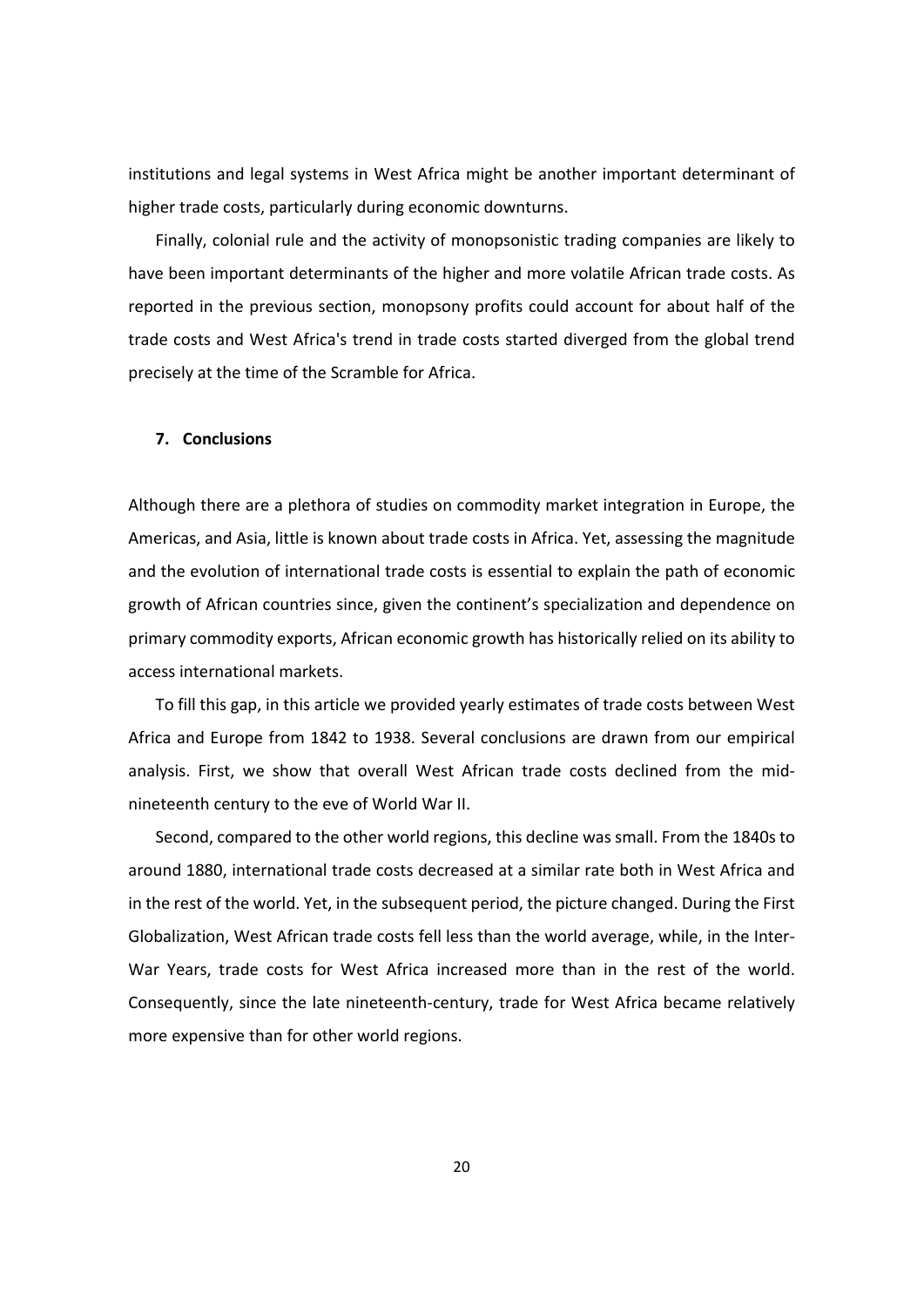institutions and legal systems in West Africa might be another important determinant of higher trade costs, particularly during economic downturns.

Finally, colonial rule and the activity of monopsonistic trading companies are likely to have been important determinants of the higher and more volatile African trade costs. As reported in the previous section, monopsony profits could account for about half of the trade costs and West Africa's trend in trade costs started diverged from the global trend precisely at the time of the Scramble for Africa.

## 7. Conclusions

Although there are a plethora of studies on commodity market integration in Europe, the Americas, and Asia, little is known about trade costs in Africa. Yet, assessing the magnitude and the evolution of international trade costs is essential to explain the path of economic growth of African countries since, given the continent's specialization and dependence on primary commodity exports, African economic growth has historically relied on its ability to access international markets.

To fill this gap, in this article we provided yearly estimates of trade costs between West Africa and Europe from 1842 to 1938. Several conclusions are drawn from our empirical analysis. First, we show that overall West African trade costs declined from the mid-nineteenth century to the eve of World War II.

Second, compared to the other world regions, this decline was small. From the 1840s to around 1880, international trade costs decreased at a similar rate both in West Africa and in the rest of the world. Yet, in the subsequent period, the picture changed. During the First Globalization, West African trade costs fell less than the world average, while, in the Inter-War Years, trade costs for West Africa increased more than in the rest of the world. Consequently, since the late nineteenth-century, trade for West Africa became relatively more expensive than for other world regions.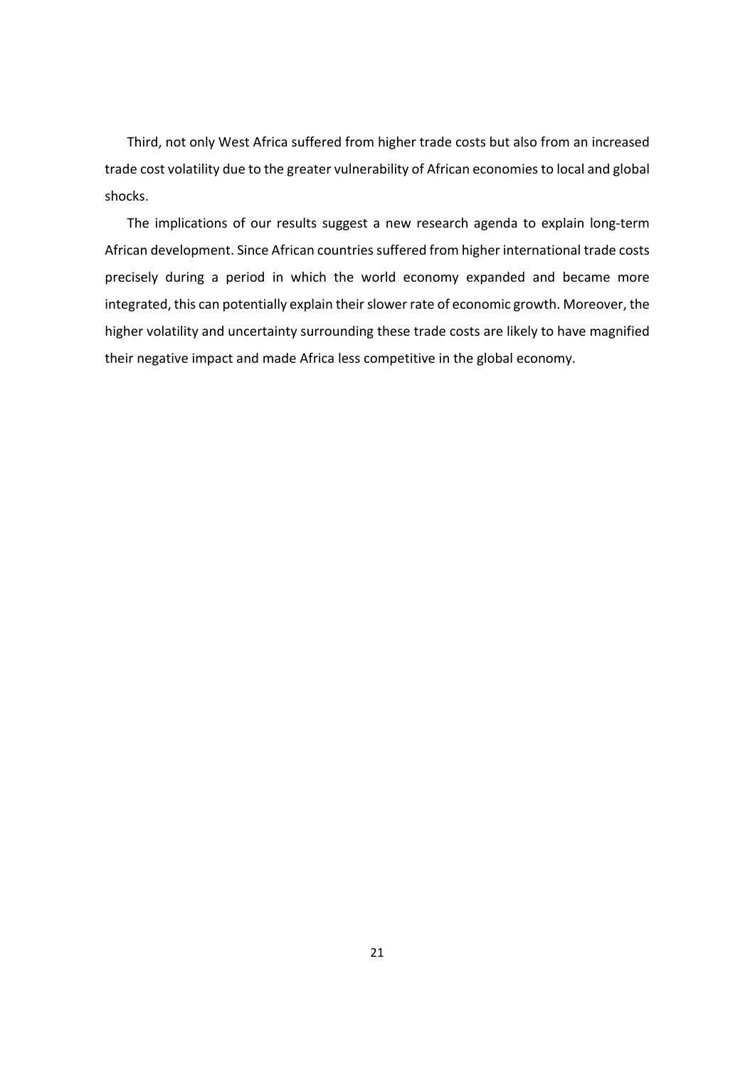Third, not only West Africa suffered from higher trade costs but also from an increased trade cost volatility due to the greater vulnerability of African economies to local and global shocks.

The implications of our results suggest a new research agenda to explain long-term African development. Since African countries suffered from higher international trade costs precisely during a period in which the world economy expanded and became more integrated, this can potentially explain their slower rate of economic growth. Moreover, the higher volatility and uncertainty surrounding these trade costs are likely to have magnified their negative impact and made Africa less competitive in the global economy.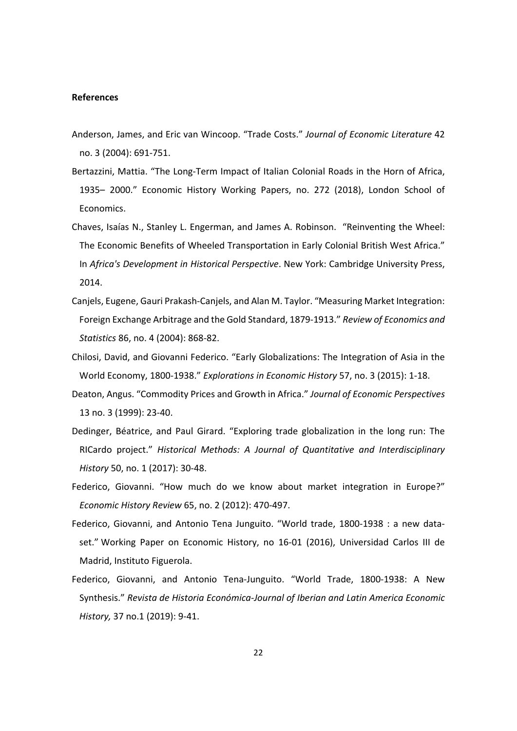**References**

Anderson, James, and Eric van Wincoop. "Trade Costs." *Journal of Economic Literature* 42 no. 3 (2004): 691-751.

Bertazzini, Mattia. "The Long-Term Impact of Italian Colonial Roads in the Horn of Africa, 1935– 2000." Economic History Working Papers, no. 272 (2018), London School of Economics.

Chaves, Isaías N., Stanley L. Engerman, and James A. Robinson. "Reinventing the Wheel: The Economic Benefits of Wheeled Transportation in Early Colonial British West Africa." In *Africa's Development in Historical Perspective*. New York: Cambridge University Press, 2014.

Canjels, Eugene, Gauri Prakash-Canjels, and Alan M. Taylor. "Measuring Market Integration: Foreign Exchange Arbitrage and the Gold Standard, 1879-1913." *Review of Economics and Statistics* 86, no. 4 (2004): 868-82.

Chilosi, David, and Giovanni Federico. "Early Globalizations: The Integration of Asia in the World Economy, 1800-1938." *Explorations in Economic History* 57, no. 3 (2015): 1-18.

Deaton, Angus. "Commodity Prices and Growth in Africa." *Journal of Economic Perspectives* 13 no. 3 (1999): 23-40.

Dedinger, Béatrice, and Paul Girard. "Exploring trade globalization in the long run: The RICardo project." *Historical Methods: A Journal of Quantitative and Interdisciplinary History* 50, no. 1 (2017): 30-48.

Federico, Giovanni. "How much do we know about market integration in Europe?" *Economic History Review* 65, no. 2 (2012): 470-497.

Federico, Giovanni, and Antonio Tena Junguito. "World trade, 1800-1938 : a new data-set." Working Paper on Economic History, no 16-01 (2016), Universidad Carlos III de Madrid, Instituto Figuerola.

Federico, Giovanni, and Antonio Tena-Junguito. "World Trade, 1800-1938: A New Synthesis." *Revista de Historia Económica-Journal of Iberian and Latin America Economic History,* 37 no.1 (2019): 9-41.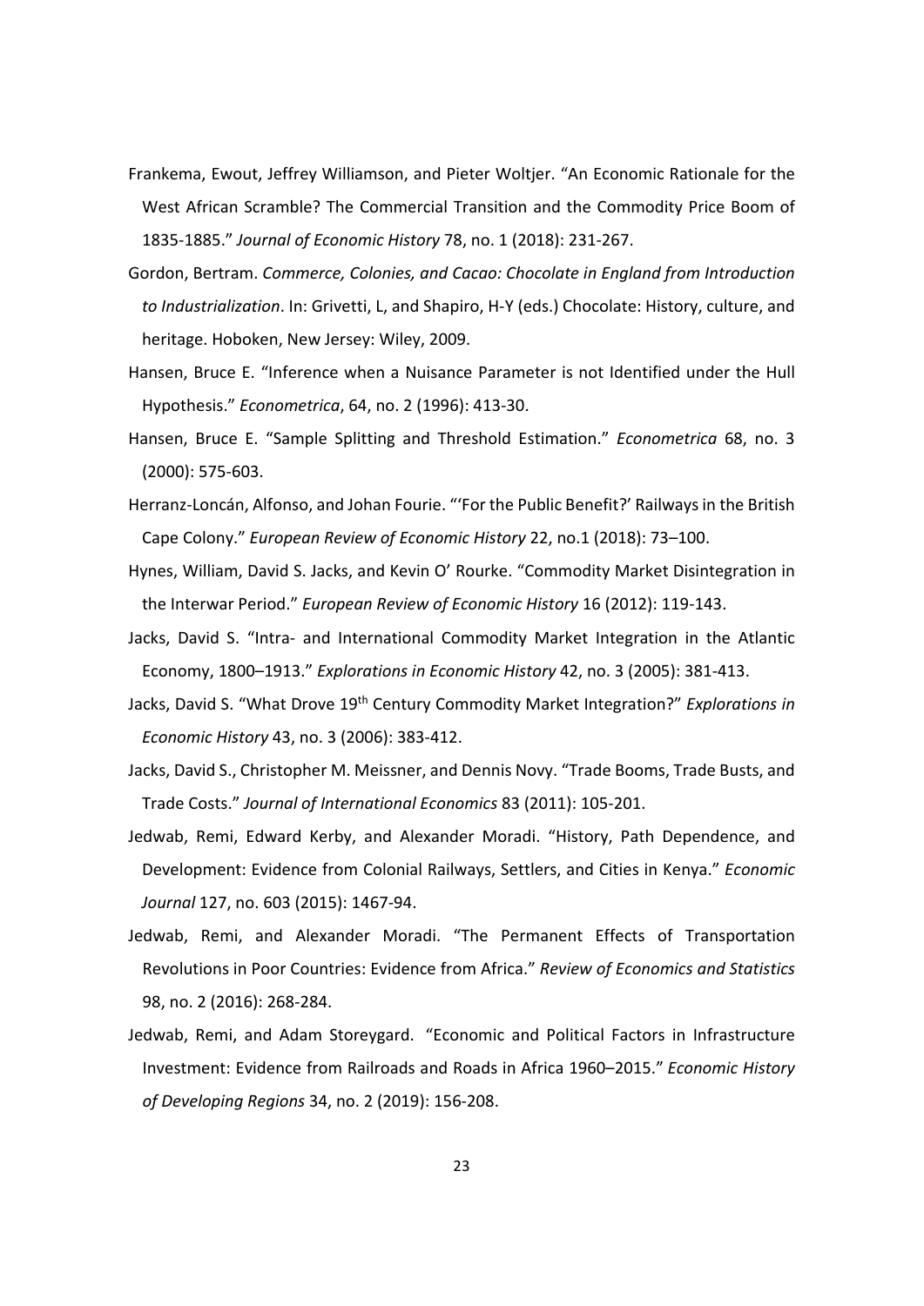Frankema, Ewout, Jeffrey Williamson, and Pieter Woltjer. “An Economic Rationale for the West African Scramble? The Commercial Transition and the Commodity Price Boom of 1835-1885.” *Journal of Economic History* 78, no. 1 (2018): 231-267.

Gordon, Bertram. *Commerce, Colonies, and Cacao: Chocolate in England from Introduction to Industrialization*. In: Grivetti, L, and Shapiro, H-Y (eds.) Chocolate: History, culture, and heritage. Hoboken, New Jersey: Wiley, 2009.

Hansen, Bruce E. “Inference when a Nuisance Parameter is not Identified under the Hull Hypothesis.” *Econometrica*, 64, no. 2 (1996): 413-30.

Hansen, Bruce E. “Sample Splitting and Threshold Estimation.” *Econometrica* 68, no. 3 (2000): 575-603.

Herranz-Loncán, Alfonso, and Johan Fourie. “‘For the Public Benefit?’ Railways in the British Cape Colony.” *European Review of Economic History* 22, no.1 (2018): 73–100.

Hynes, William, David S. Jacks, and Kevin O’ Rourke. “Commodity Market Disintegration in the Interwar Period.” *European Review of Economic History* 16 (2012): 119-143.

Jacks, David S. “Intra- and International Commodity Market Integration in the Atlantic Economy, 1800–1913.” *Explorations in Economic History* 42, no. 3 (2005): 381-413.

Jacks, David S. “What Drove 19th Century Commodity Market Integration?” *Explorations in Economic History* 43, no. 3 (2006): 383-412.

Jacks, David S., Christopher M. Meissner, and Dennis Novy. “Trade Booms, Trade Busts, and Trade Costs.” *Journal of International Economics* 83 (2011): 105-201.

Jedwab, Remi, Edward Kerby, and Alexander Moradi. “History, Path Dependence, and Development: Evidence from Colonial Railways, Settlers, and Cities in Kenya.” *Economic Journal* 127, no. 603 (2015): 1467-94.

Jedwab, Remi, and Alexander Moradi. “The Permanent Effects of Transportation Revolutions in Poor Countries: Evidence from Africa.” *Review of Economics and Statistics* 98, no. 2 (2016): 268-284.

Jedwab, Remi, and Adam Storeygard. “Economic and Political Factors in Infrastructure Investment: Evidence from Railroads and Roads in Africa 1960–2015.” *Economic History of Developing Regions* 34, no. 2 (2019): 156-208.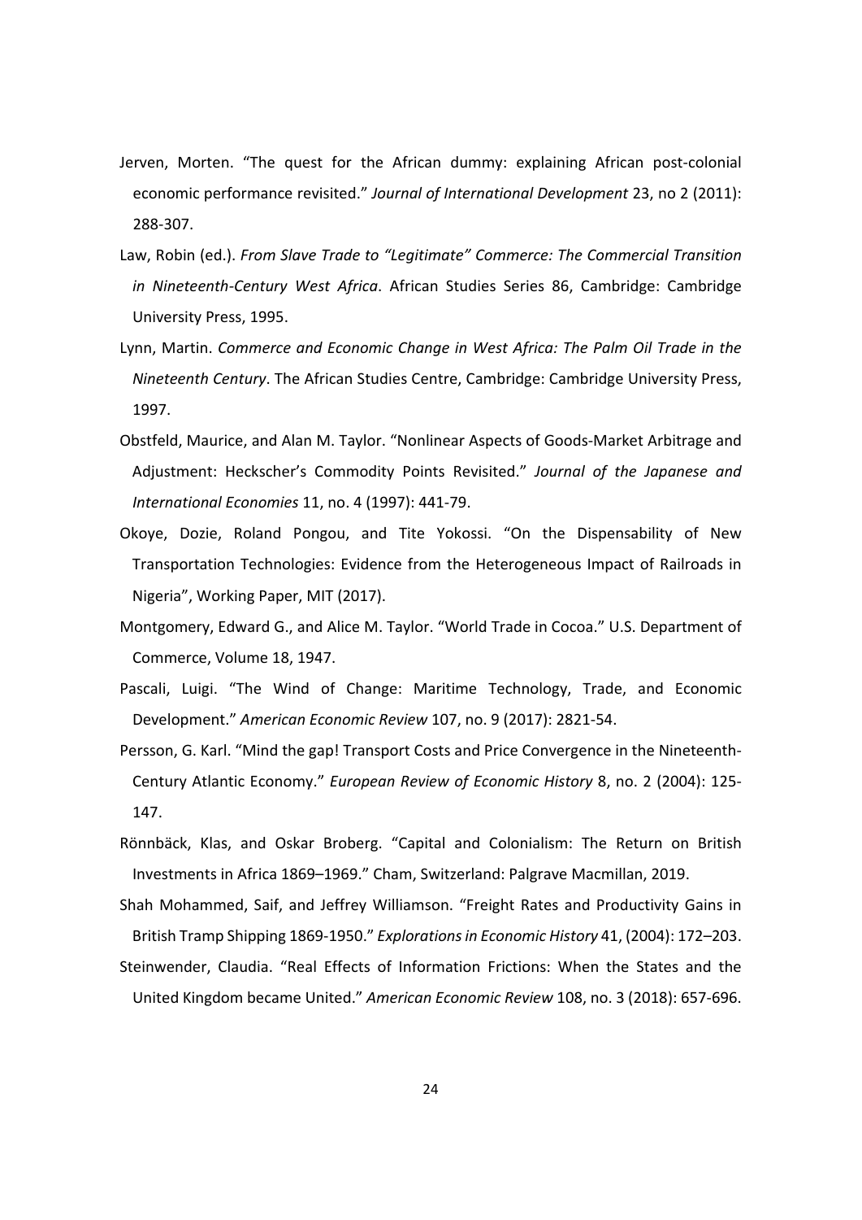Jerven, Morten. "The quest for the African dummy: explaining African post-colonial economic performance revisited." *Journal of International Development* 23, no 2 (2011): 288-307.

Law, Robin (ed.). *From Slave Trade to "Legitimate" Commerce: The Commercial Transition in Nineteenth-Century West Africa*. African Studies Series 86, Cambridge: Cambridge University Press, 1995.

Lynn, Martin. *Commerce and Economic Change in West Africa: The Palm Oil Trade in the Nineteenth Century*. The African Studies Centre, Cambridge: Cambridge University Press, 1997.

Obstfeld, Maurice, and Alan M. Taylor. "Nonlinear Aspects of Goods-Market Arbitrage and Adjustment: Heckscher's Commodity Points Revisited." *Journal of the Japanese and International Economies* 11, no. 4 (1997): 441-79.

Okoye, Dozie, Roland Pongou, and Tite Yokossi. "On the Dispensability of New Transportation Technologies: Evidence from the Heterogeneous Impact of Railroads in Nigeria", Working Paper, MIT (2017).

Montgomery, Edward G., and Alice M. Taylor. "World Trade in Cocoa." U.S. Department of Commerce, Volume 18, 1947.

Pascali, Luigi. "The Wind of Change: Maritime Technology, Trade, and Economic Development." *American Economic Review* 107, no. 9 (2017): 2821-54.

Persson, G. Karl. "Mind the gap! Transport Costs and Price Convergence in the Nineteenth-Century Atlantic Economy." *European Review of Economic History* 8, no. 2 (2004): 125-147.

Rönnbäck, Klas, and Oskar Broberg. "Capital and Colonialism: The Return on British Investments in Africa 1869–1969." Cham, Switzerland: Palgrave Macmillan, 2019.

Shah Mohammed, Saif, and Jeffrey Williamson. "Freight Rates and Productivity Gains in British Tramp Shipping 1869-1950." *Explorations in Economic History* 41, (2004): 172–203.

Steinwender, Claudia. "Real Effects of Information Frictions: When the States and the United Kingdom became United." *American Economic Review* 108, no. 3 (2018): 657-696.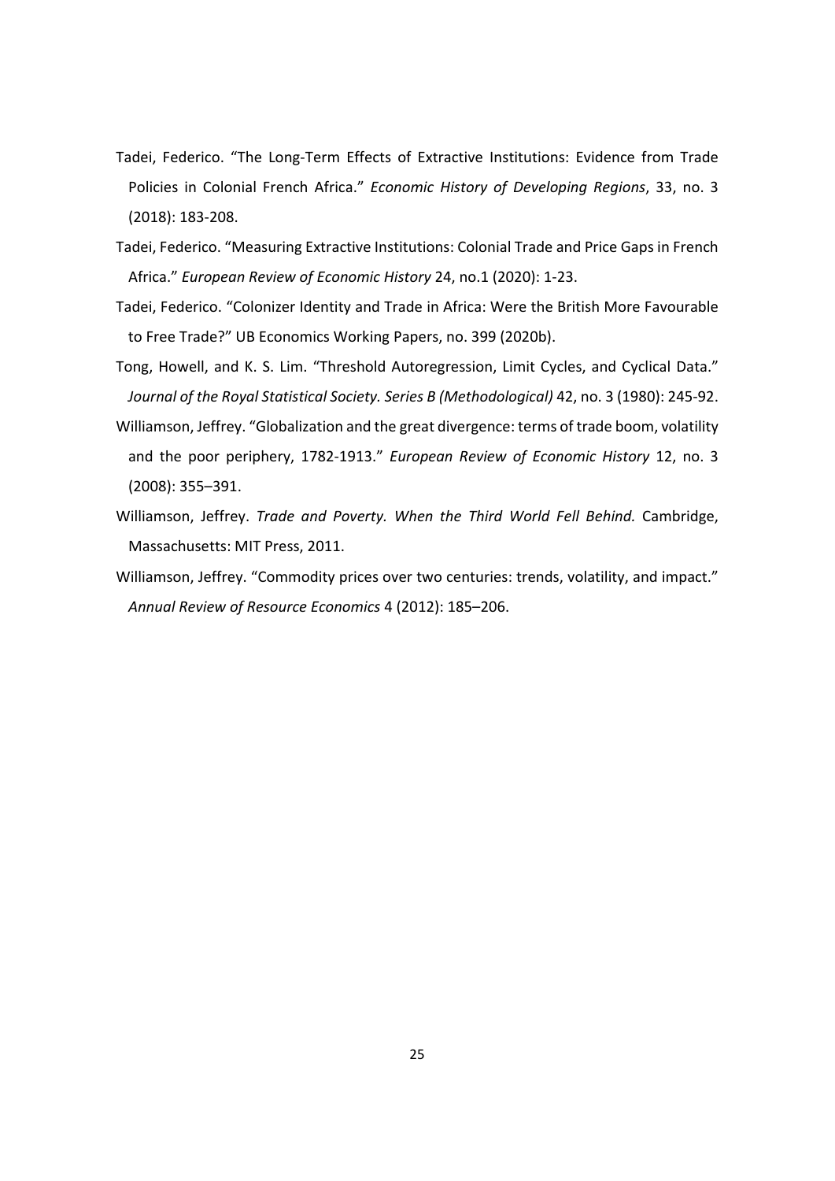Tadei, Federico. "The Long-Term Effects of Extractive Institutions: Evidence from Trade Policies in Colonial French Africa." *Economic History of Developing Regions*, 33, no. 3 (2018): 183-208.

Tadei, Federico. "Measuring Extractive Institutions: Colonial Trade and Price Gaps in French Africa." *European Review of Economic History* 24, no.1 (2020): 1-23.

Tadei, Federico. "Colonizer Identity and Trade in Africa: Were the British More Favourable to Free Trade?" UB Economics Working Papers, no. 399 (2020b).

Tong, Howell, and K. S. Lim. "Threshold Autoregression, Limit Cycles, and Cyclical Data." *Journal of the Royal Statistical Society. Series B (Methodological)* 42, no. 3 (1980): 245-92.

Williamson, Jeffrey. "Globalization and the great divergence: terms of trade boom, volatility and the poor periphery, 1782-1913." *European Review of Economic History* 12, no. 3 (2008): 355–391.

Williamson, Jeffrey. *Trade and Poverty. When the Third World Fell Behind.* Cambridge, Massachusetts: MIT Press, 2011.

Williamson, Jeffrey. "Commodity prices over two centuries: trends, volatility, and impact." *Annual Review of Resource Economics* 4 (2012): 185–206.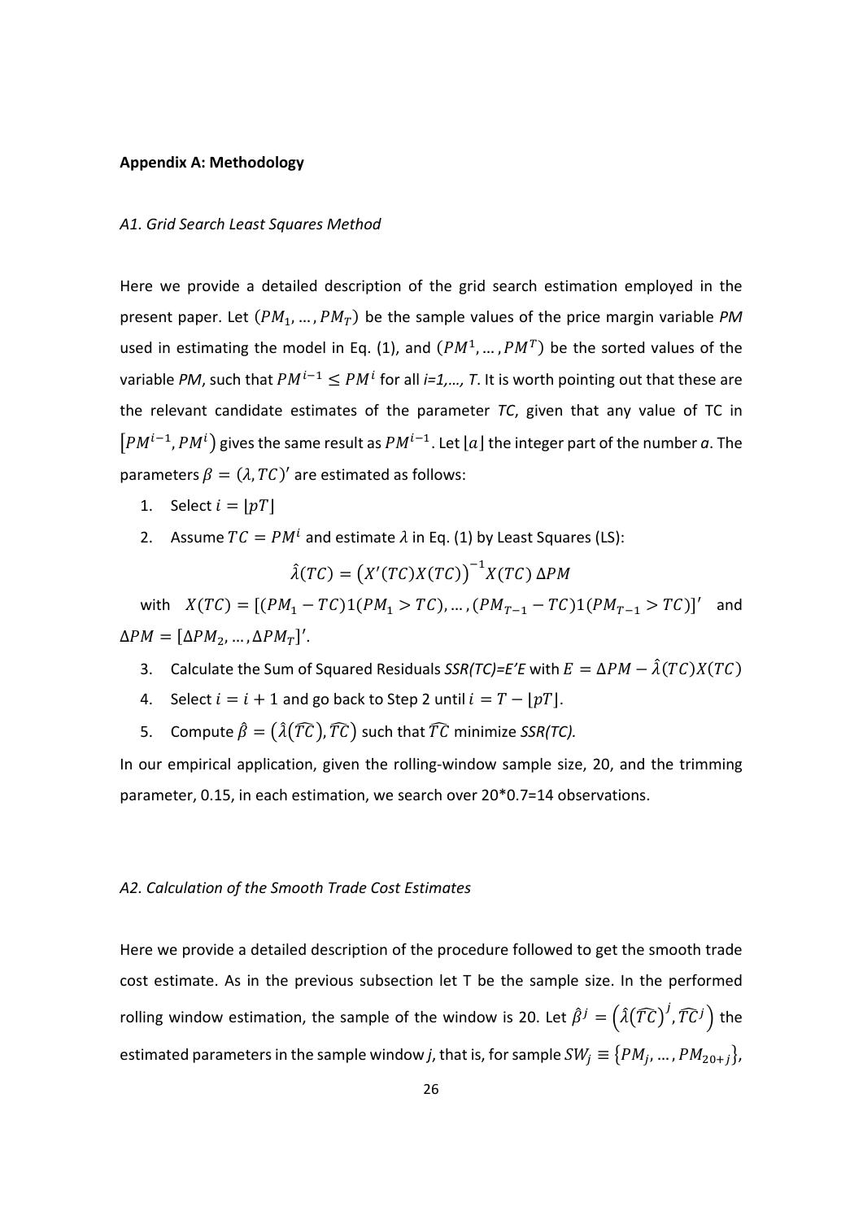**Appendix A: Methodology**

*A1. Grid Search Least Squares Method*

Here we provide a detailed description of the grid search estimation employed in the present paper. Let $(PM_1, \dots, PM_T)$ be the sample values of the price margin variable *PM* used in estimating the model in Eq. (1), and $(PM^1, \dots, PM^T)$ be the sorted values of the variable *PM*, such that $PM^{i-1} \leq PM^i$ for all *i=1,…, T*. It is worth pointing out that these are the relevant candidate estimates of the parameter *TC*, given that any value of TC in $[PM^{i-1}, PM^i)$ gives the same result as $PM^{i-1}$. Let $\lfloor a \rfloor$ the integer part of the number *a*. The parameters $\beta = (\lambda, TC)'$ are estimated as follows:

1. Select $i = \lfloor pT \rfloor$
2. Assume $TC = PM^i$ and estimate $\lambda$ in Eq. (1) by Least Squares (LS):

$$\hat{\lambda}(TC) = \left(X'(TC)X(TC)\right)^{-1} X(TC)\, \Delta PM$$

with $X(TC) = [(PM_1 - TC)1(PM_1 > TC), \dots, (PM_{T-1} - TC)1(PM_{T-1} > TC)]'$ and $\Delta PM = [\Delta PM_2, \dots, \Delta PM_T]'$.

3. Calculate the Sum of Squared Residuals *SSR(TC)=E'E* with $E = \Delta PM - \hat{\lambda}(TC)X(TC)$
4. Select $i = i + 1$ and go back to Step 2 until $i = T - \lfloor pT \rfloor$.
5. Compute $\hat{\beta} = \left(\hat{\lambda}(\widehat{TC}), \widehat{TC}\right)$ such that $\widehat{TC}$ minimize *SSR(TC).*

In our empirical application, given the rolling-window sample size, 20, and the trimming parameter, 0.15, in each estimation, we search over 20*0.7=14 observations.

*A2. Calculation of the Smooth Trade Cost Estimates*

Here we provide a detailed description of the procedure followed to get the smooth trade cost estimate. As in the previous subsection let T be the sample size. In the performed rolling window estimation, the sample of the window is 20. Let $\hat{\beta}^j = \left(\hat{\lambda}(\widehat{TC})^j, \widehat{TC}^j\right)$ the estimated parameters in the sample window *j*, that is, for sample $SW_j \equiv \{PM_j, \dots, PM_{20+j}\}$,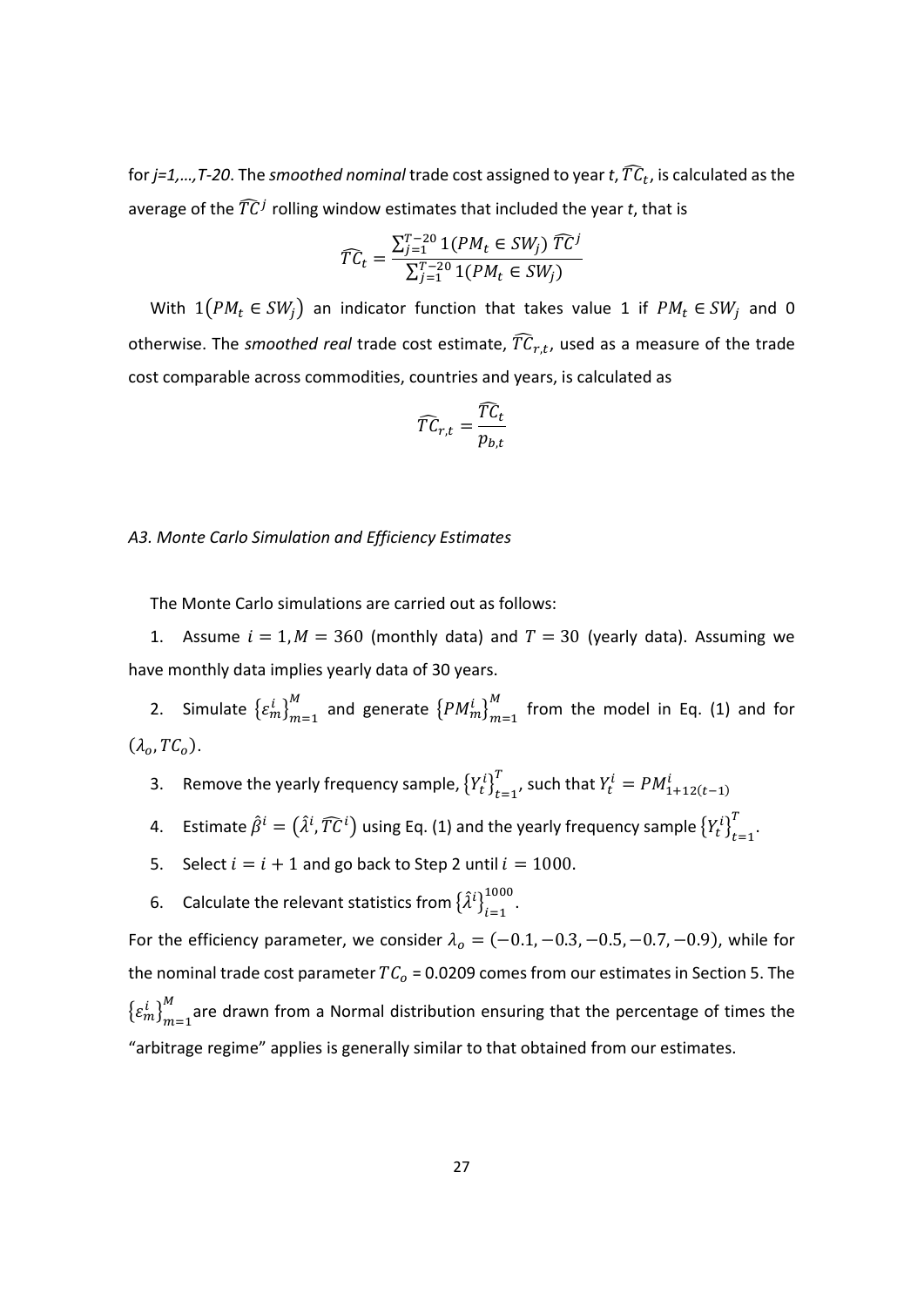for *j=1,…,T-20*. The *smoothed nominal* trade cost assigned to year *t*, $\widehat{TC}_t$, is calculated as the average of the $\widehat{TC}^j$ rolling window estimates that included the year *t*, that is

$$\widehat{TC}_t = \frac{\sum_{j=1}^{T-20} 1(PM_t \in SW_j)\, \widehat{TC}^j}{\sum_{j=1}^{T-20} 1(PM_t \in SW_j)}$$

With $1(PM_t \in SW_j)$ an indicator function that takes value 1 if $PM_t \in SW_j$ and 0 otherwise. The *smoothed real* trade cost estimate, $\widehat{TC}_{r,t}$, used as a measure of the trade cost comparable across commodities, countries and years, is calculated as

$$\widehat{TC}_{r,t} = \frac{\widehat{TC}_t}{p_{b,t}}$$

*A3. Monte Carlo Simulation and Efficiency Estimates*

The Monte Carlo simulations are carried out as follows:

1. Assume $i = 1, M = 360$ (monthly data) and $T = 30$ (yearly data). Assuming we have monthly data implies yearly data of 30 years.
2. Simulate $\{\varepsilon_m^i\}_{m=1}^M$ and generate $\{PM_m^i\}_{m=1}^M$ from the model in Eq. (1) and for $(\lambda_o, TC_o)$.
3. Remove the yearly frequency sample, $\{Y_t^i\}_{t=1}^T$, such that $Y_t^i = PM_{1+12(t-1)}^i$
4. Estimate $\hat{\beta}^i = (\hat{\lambda}^i, \widehat{TC}^i)$ using Eq. (1) and the yearly frequency sample $\{Y_t^i\}_{t=1}^T$.
5. Select $i = i + 1$ and go back to Step 2 until $i = 1000$.
6. Calculate the relevant statistics from $\{\hat{\lambda}^i\}_{i=1}^{1000}$.

For the efficiency parameter, we consider $\lambda_o = (-0.1, -0.3, -0.5, -0.7, -0.9)$, while for the nominal trade cost parameter $TC_o$ = 0.0209 comes from our estimates in Section 5. The $\{\varepsilon_m^i\}_{m=1}^M$ are drawn from a Normal distribution ensuring that the percentage of times the "arbitrage regime" applies is generally similar to that obtained from our estimates.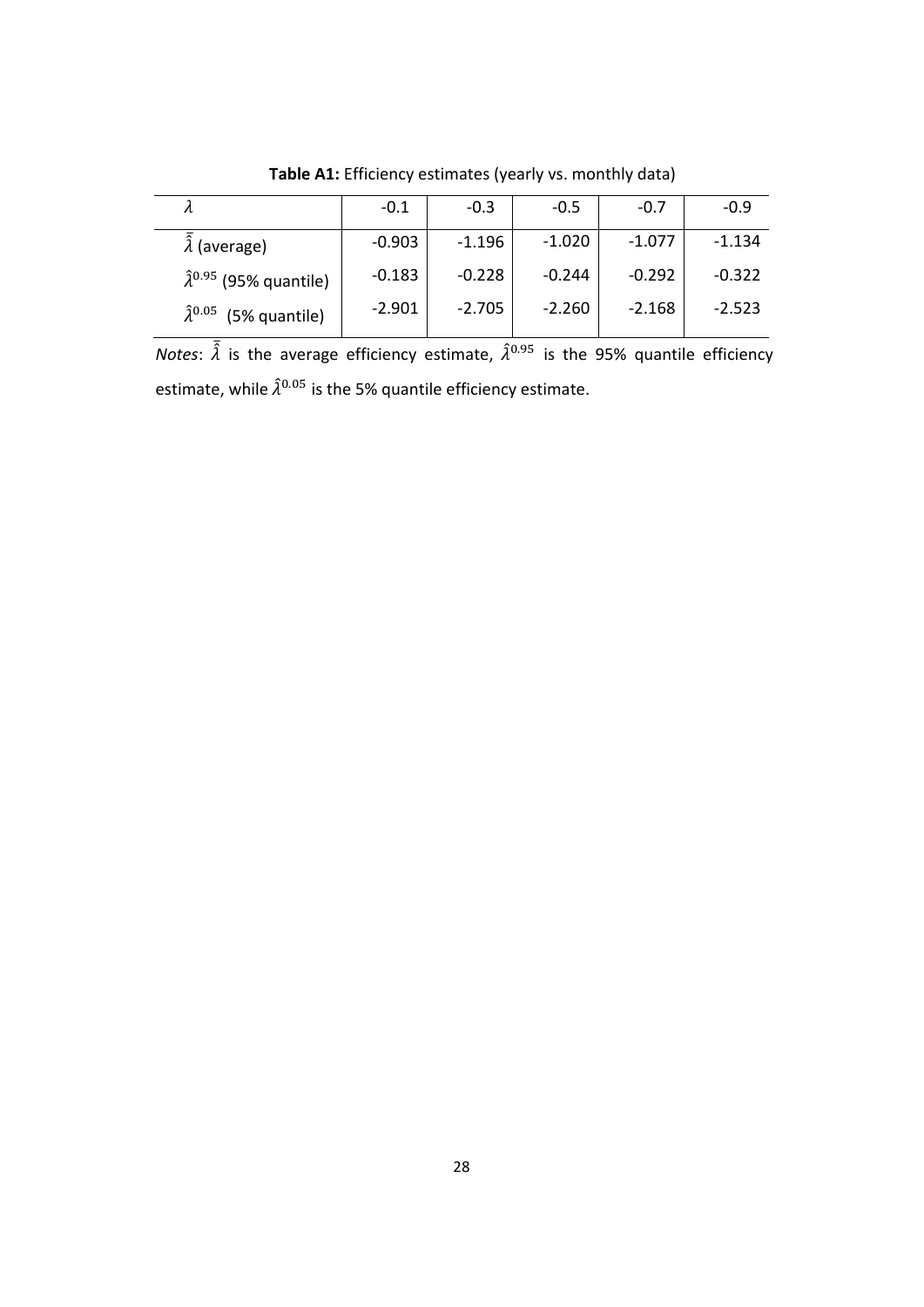**Table A1:** Efficiency estimates (yearly vs. monthly data)

| $\lambda$ | -0.1 | -0.3 | -0.5 | -0.7 | -0.9 |
|---|---|---|---|---|---|
| $\bar{\hat{\lambda}}$ (average) | -0.903 | -1.196 | -1.020 | -1.077 | -1.134 |
| $\hat{\lambda}^{0.95}$ (95% quantile) | -0.183 | -0.228 | -0.244 | -0.292 | -0.322 |
| $\hat{\lambda}^{0.05}$ (5% quantile) | -2.901 | -2.705 | -2.260 | -2.168 | -2.523 |

*Notes*: $\bar{\hat{\lambda}}$ is the average efficiency estimate, $\hat{\lambda}^{0.95}$ is the 95% quantile efficiency estimate, while $\hat{\lambda}^{0.05}$ is the 5% quantile efficiency estimate.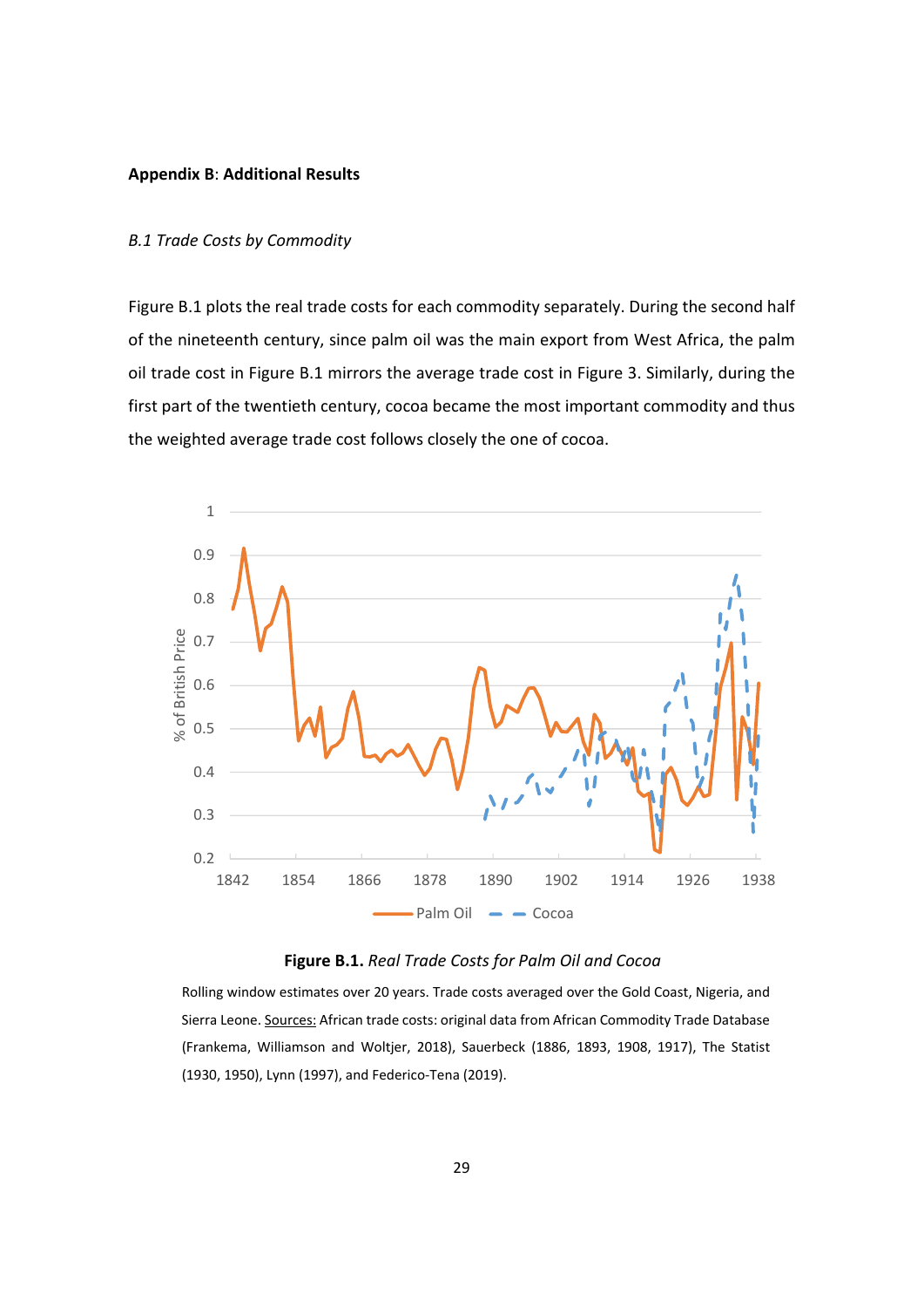**Appendix B**: **Additional Results**

*B.1 Trade Costs by Commodity*

Figure B.1 plots the real trade costs for each commodity separately. During the second half of the nineteenth century, since palm oil was the main export from West Africa, the palm oil trade cost in Figure B.1 mirrors the average trade cost in Figure 3. Similarly, during the first part of the twentieth century, cocoa became the most important commodity and thus the weighted average trade cost follows closely the one of cocoa.

**Figure B.1.** *Real Trade Costs for Palm Oil and Cocoa*

Rolling window estimates over 20 years. Trade costs averaged over the Gold Coast, Nigeria, and Sierra Leone. Sources: African trade costs: original data from African Commodity Trade Database (Frankema, Williamson and Woltjer, 2018), Sauerbeck (1886, 1893, 1908, 1917), The Statist (1930, 1950), Lynn (1997), and Federico-Tena (2019).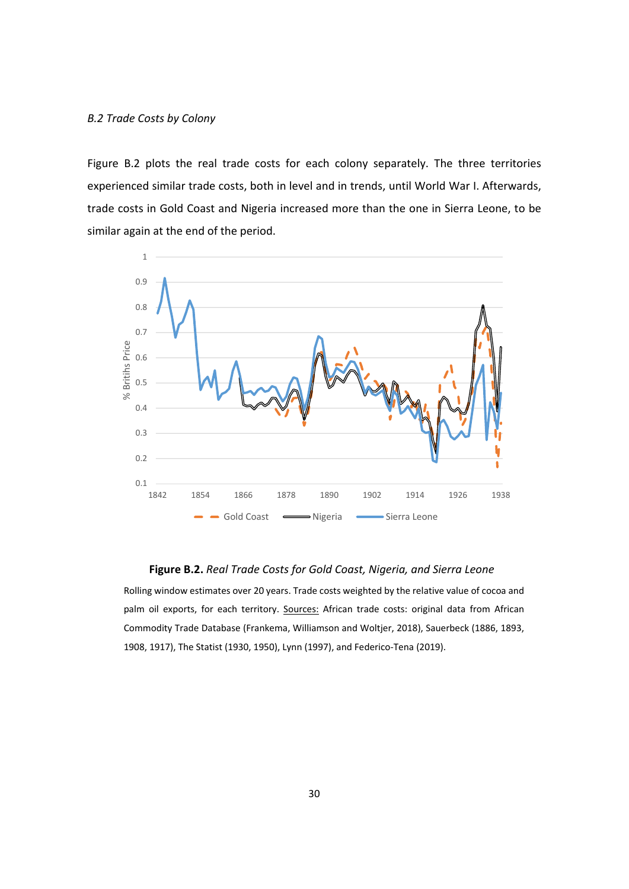*B.2 Trade Costs by Colony*

Figure B.2 plots the real trade costs for each colony separately. The three territories experienced similar trade costs, both in level and in trends, until World War I. Afterwards, trade costs in Gold Coast and Nigeria increased more than the one in Sierra Leone, to be similar again at the end of the period.

**Figure B.2.** *Real Trade Costs for Gold Coast, Nigeria, and Sierra Leone*

Rolling window estimates over 20 years. Trade costs weighted by the relative value of cocoa and palm oil exports, for each territory. Sources: African trade costs: original data from African Commodity Trade Database (Frankema, Williamson and Woltjer, 2018), Sauerbeck (1886, 1893, 1908, 1917), The Statist (1930, 1950), Lynn (1997), and Federico-Tena (2019).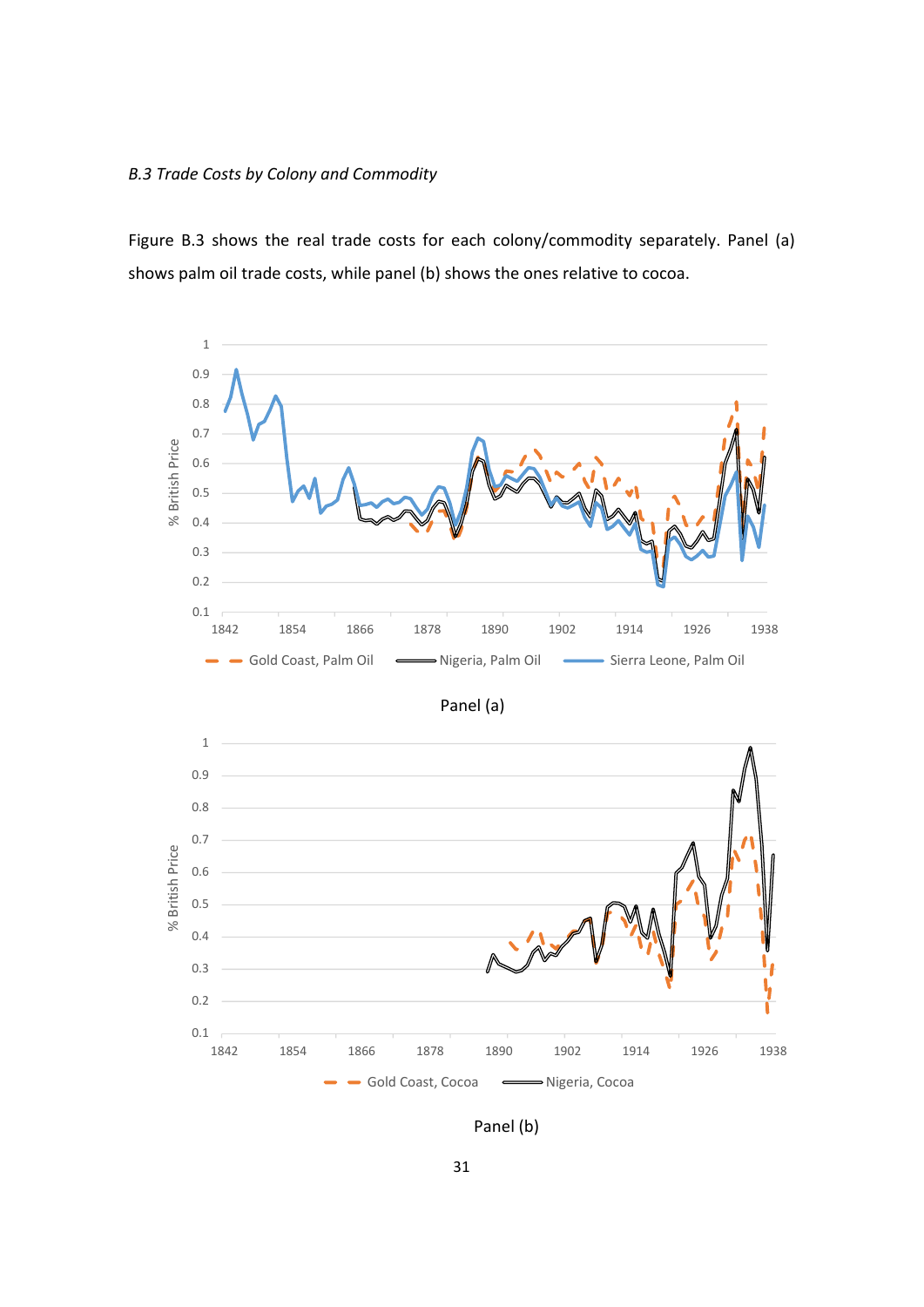*B.3 Trade Costs by Colony and Commodity*

Figure B.3 shows the real trade costs for each colony/commodity separately. Panel (a) shows palm oil trade costs, while panel (b) shows the ones relative to cocoa.

Panel (a)

Panel (b)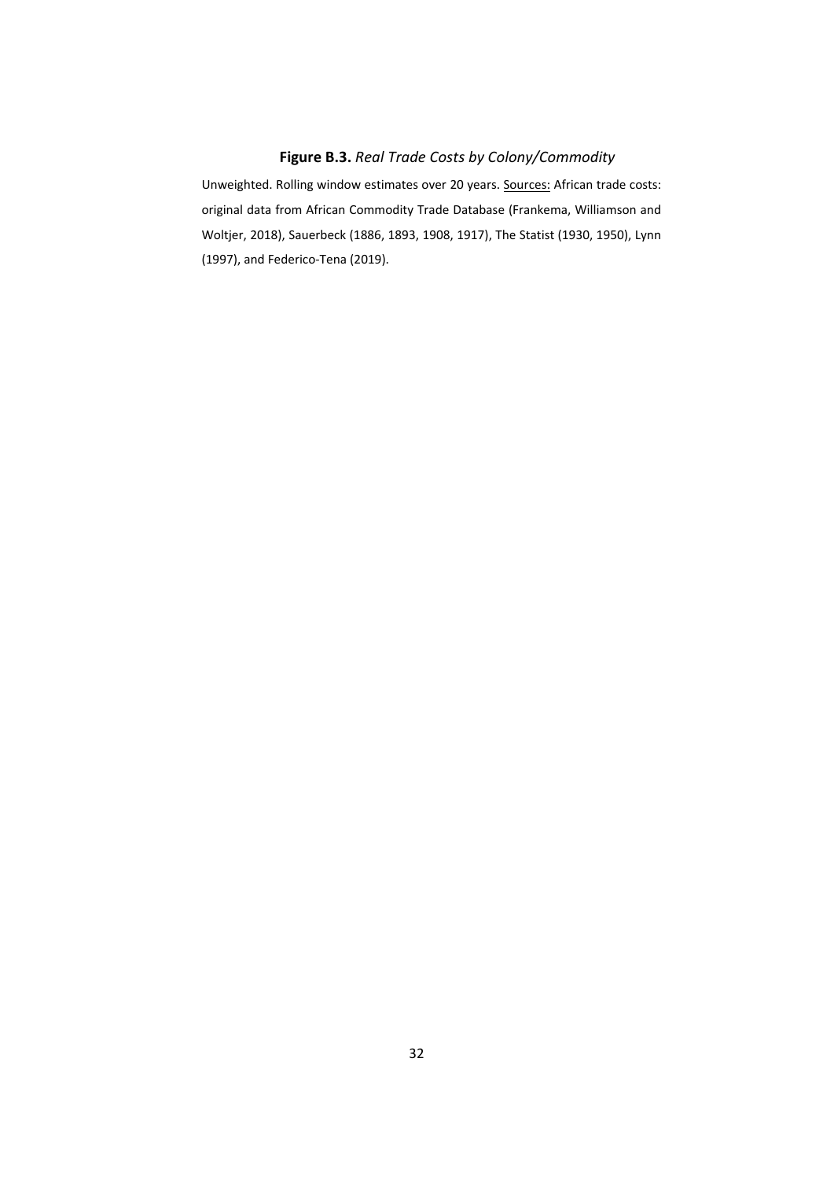**Figure B.3.** *Real Trade Costs by Colony/Commodity*

Unweighted. Rolling window estimates over 20 years. Sources: African trade costs: original data from African Commodity Trade Database (Frankema, Williamson and Woltjer, 2018), Sauerbeck (1886, 1893, 1908, 1917), The Statist (1930, 1950), Lynn (1997), and Federico-Tena (2019).